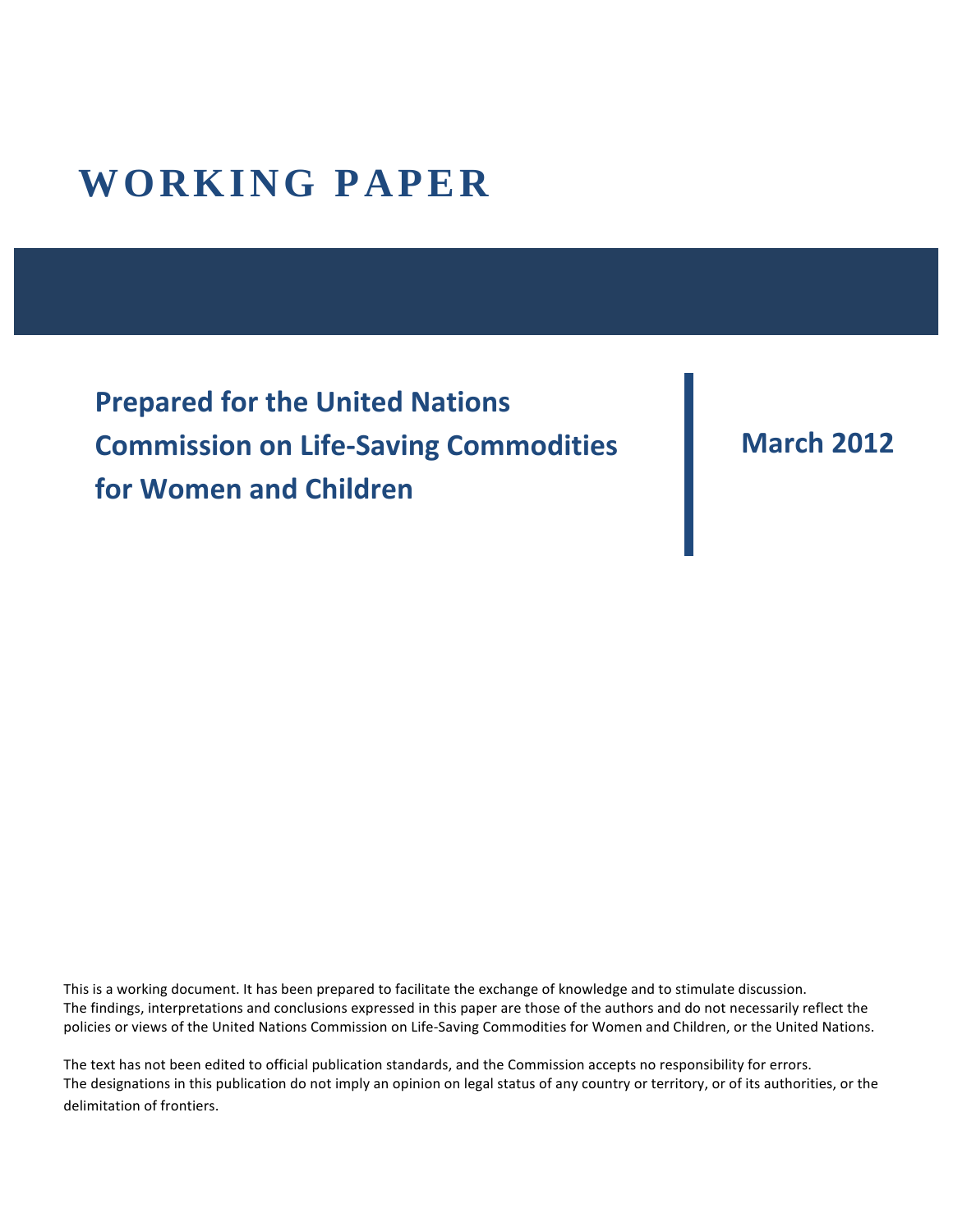# WORKING PAPER

**Prepared for the United Nations Commission on Life-Saving Commodities for Women and Children**

**March 2012**

This is a working document. It has been prepared to facilitate the exchange of knowledge and to stimulate discussion. The findings, interpretations and conclusions expressed in this paper are those of the authors and do not necessarily reflect the policies or views of the United Nations Commission on Life-Saving Commodities for Women and Children, or the United Nations.

The text has not been edited to official publication standards, and the Commission accepts no responsibility for errors. The designations in this publication do not imply an opinion on legal status of any country or territory, or of its authorities, or the delimitation of frontiers.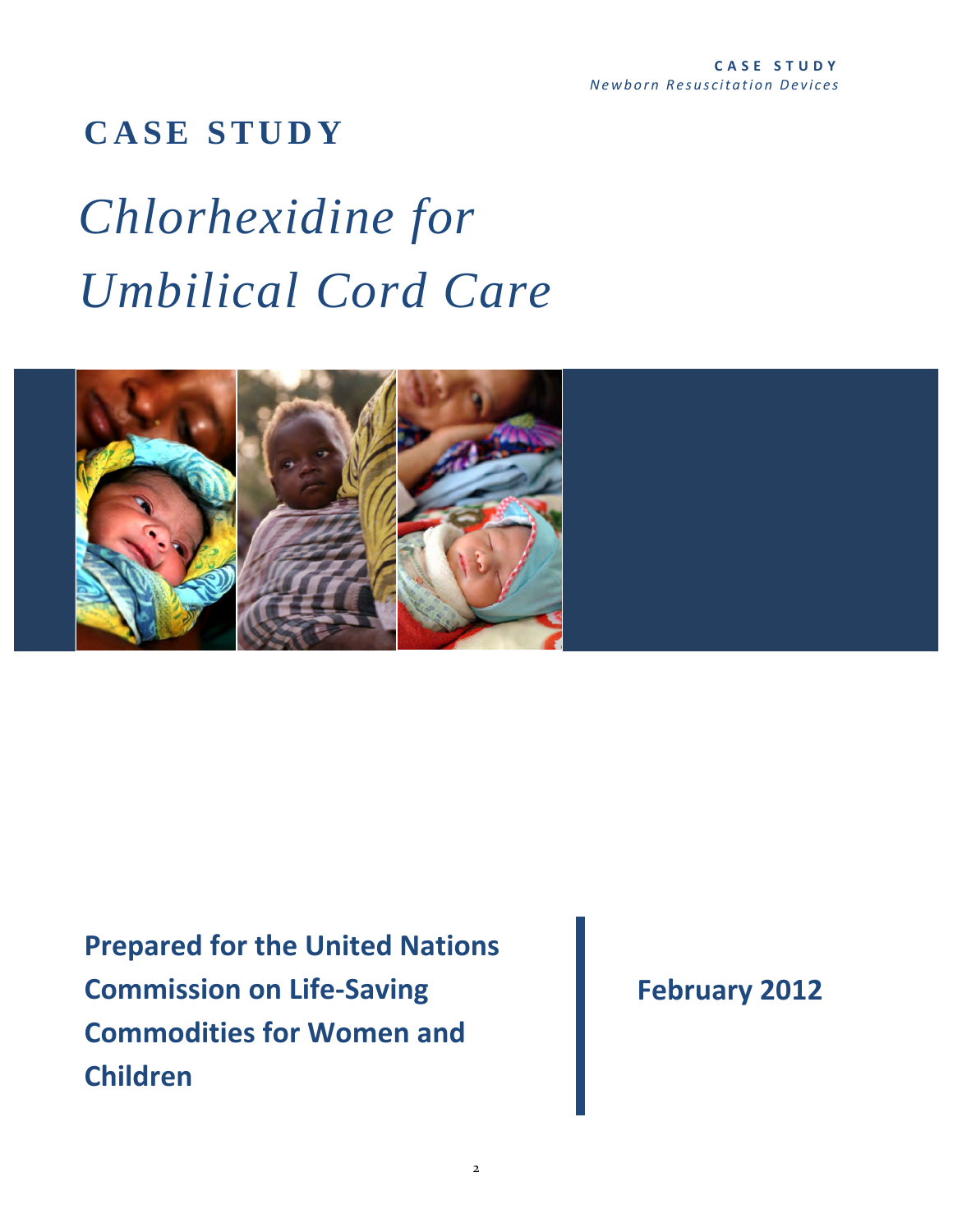# CASE STUDY

# *Chlorhexidine for Umbilical Cord Care*

**Prepared for the United Nations Commission on Life-Saving Commodities for Women and Children**

**February 2012**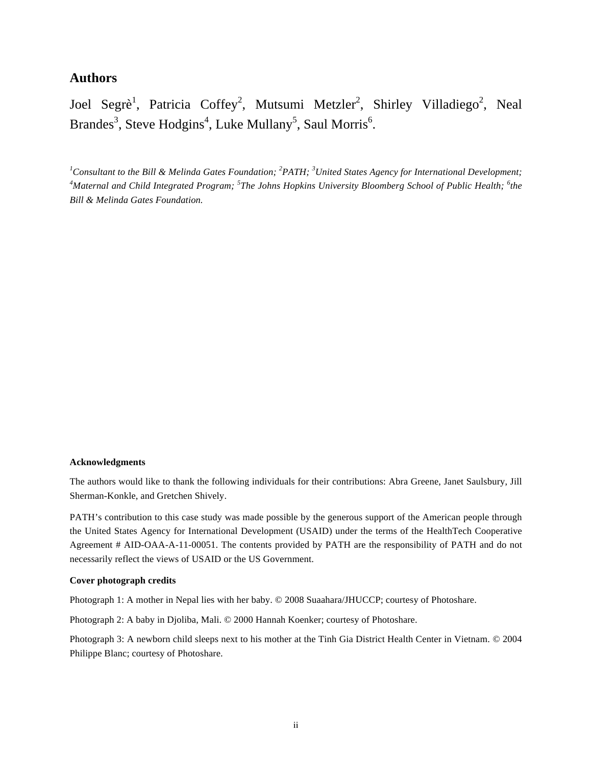## Authors

Joel Segrè[1], Patricia Coffey[2], Mutsumi Metzler[2], Shirley Villadiego[2], Neal Brandes[3], Steve Hodgins[4], Luke Mullany[5], Saul Morris[6].

*[1]Consultant to the Bill & Melinda Gates Foundation; [2]PATH; [3]United States Agency for International Development; [4]Maternal and Child Integrated Program; [5]The Johns Hopkins University Bloomberg School of Public Health; [6]the Bill & Melinda Gates Foundation.*

**Acknowledgments**

The authors would like to thank the following individuals for their contributions: Abra Greene, Janet Saulsbury, Jill Sherman-Konkle, and Gretchen Shively.

PATH's contribution to this case study was made possible by the generous support of the American people through the United States Agency for International Development (USAID) under the terms of the HealthTech Cooperative Agreement # AID-OAA-A-11-00051. The contents provided by PATH are the responsibility of PATH and do not necessarily reflect the views of USAID or the US Government.

**Cover photograph credits**

Photograph 1: A mother in Nepal lies with her baby. © 2008 Suaahara/JHUCCP; courtesy of Photoshare.

Photograph 2: A baby in Djoliba, Mali. © 2000 Hannah Koenker; courtesy of Photoshare.

Photograph 3: A newborn child sleeps next to his mother at the Tinh Gia District Health Center in Vietnam. © 2004 Philippe Blanc; courtesy of Photoshare.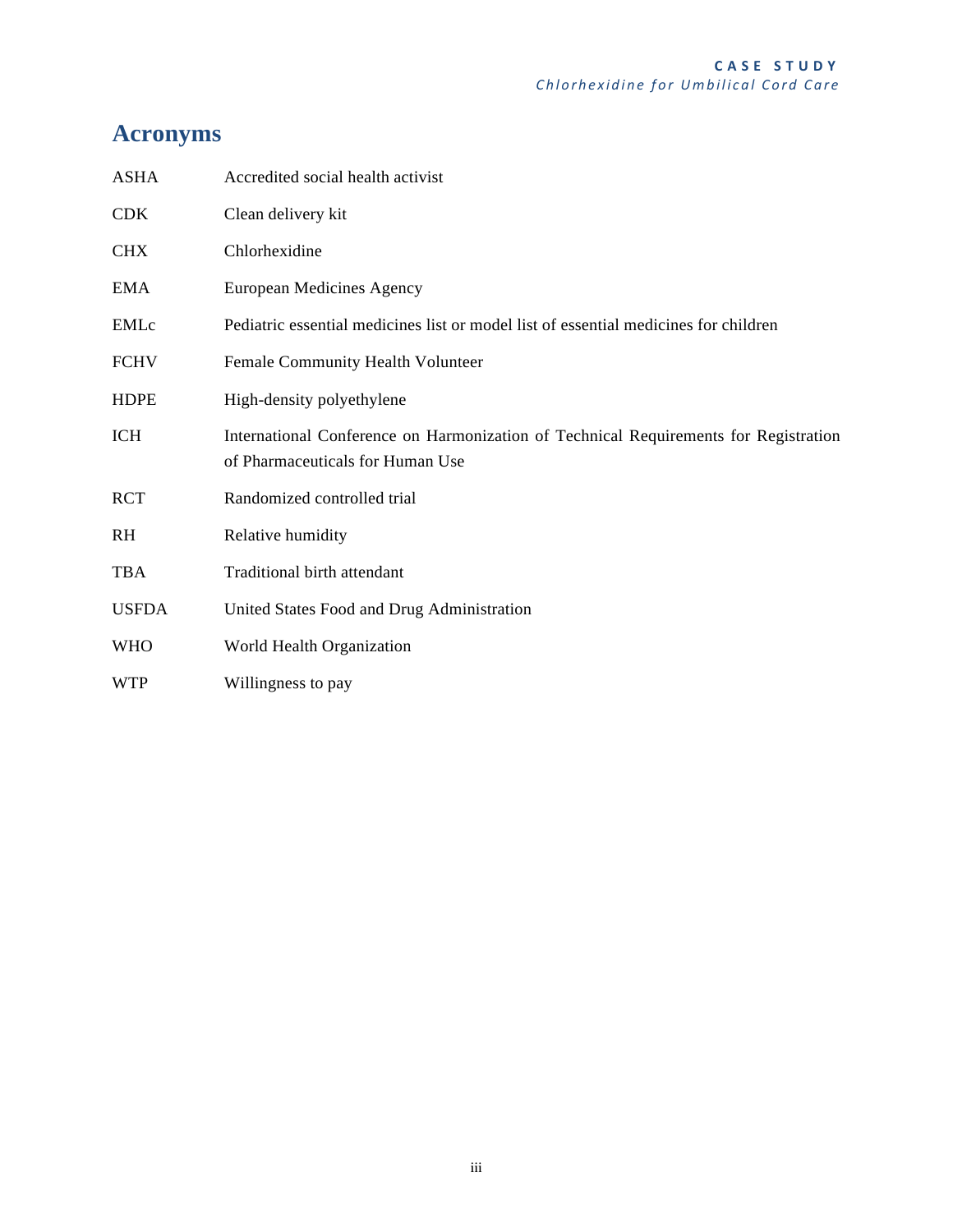# Acronyms

| | |
|---|---|
| ASHA | Accredited social health activist |
| CDK | Clean delivery kit |
| CHX | Chlorhexidine |
| EMA | European Medicines Agency |
| EMLc | Pediatric essential medicines list or model list of essential medicines for children |
| FCHV | Female Community Health Volunteer |
| HDPE | High-density polyethylene |
| ICH | International Conference on Harmonization of Technical Requirements for Registration of Pharmaceuticals for Human Use |
| RCT | Randomized controlled trial |
| RH | Relative humidity |
| TBA | Traditional birth attendant |
| USFDA | United States Food and Drug Administration |
| WHO | World Health Organization |
| WTP | Willingness to pay |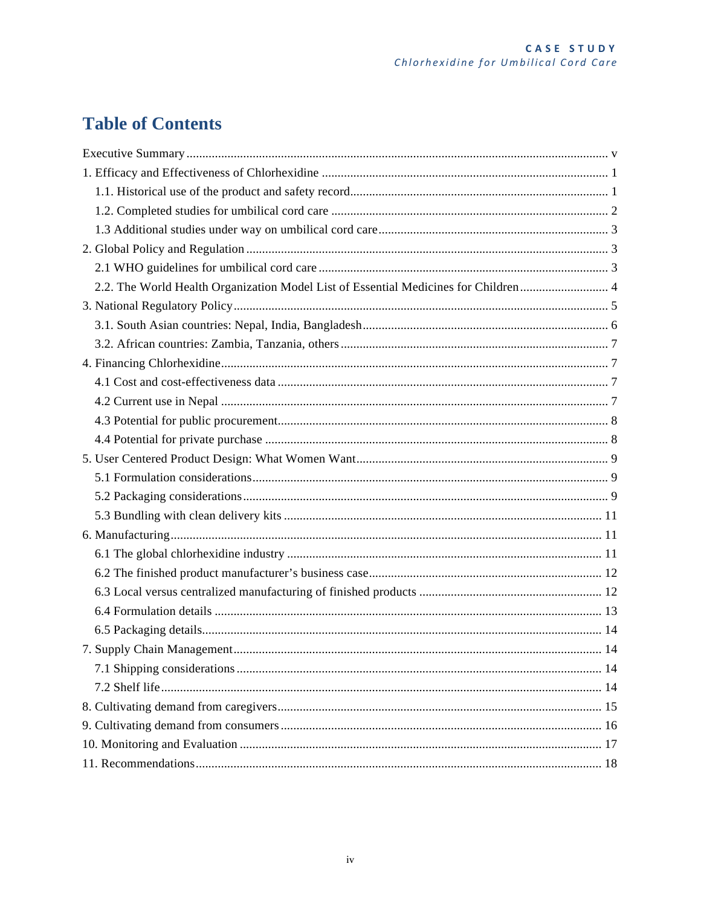# Table of Contents

Executive Summary ..... v

1. Efficacy and Effectiveness of Chlorhexidine ..... 1
   - 1.1. Historical use of the product and safety record ..... 1
   - 1.2. Completed studies for umbilical cord care ..... 2
   - 1.3 Additional studies under way on umbilical cord care ..... 3
2. Global Policy and Regulation ..... 3
   - 2.1 WHO guidelines for umbilical cord care ..... 3
   - 2.2. The World Health Organization Model List of Essential Medicines for Children ..... 4
3. National Regulatory Policy ..... 5
   - 3.1. South Asian countries: Nepal, India, Bangladesh ..... 6
   - 3.2. African countries: Zambia, Tanzania, others ..... 7
4. Financing Chlorhexidine ..... 7
   - 4.1 Cost and cost-effectiveness data ..... 7
   - 4.2 Current use in Nepal ..... 7
   - 4.3 Potential for public procurement ..... 8
   - 4.4 Potential for private purchase ..... 8
5. User Centered Product Design: What Women Want ..... 9
   - 5.1 Formulation considerations ..... 9
   - 5.2 Packaging considerations ..... 9
   - 5.3 Bundling with clean delivery kits ..... 11
6. Manufacturing ..... 11
   - 6.1 The global chlorhexidine industry ..... 11
   - 6.2 The finished product manufacturer's business case ..... 12
   - 6.3 Local versus centralized manufacturing of finished products ..... 12
   - 6.4 Formulation details ..... 13
   - 6.5 Packaging details ..... 14
7. Supply Chain Management ..... 14
   - 7.1 Shipping considerations ..... 14
   - 7.2 Shelf life ..... 14
8. Cultivating demand from caregivers ..... 15
9. Cultivating demand from consumers ..... 16
10. Monitoring and Evaluation ..... 17
11. Recommendations ..... 18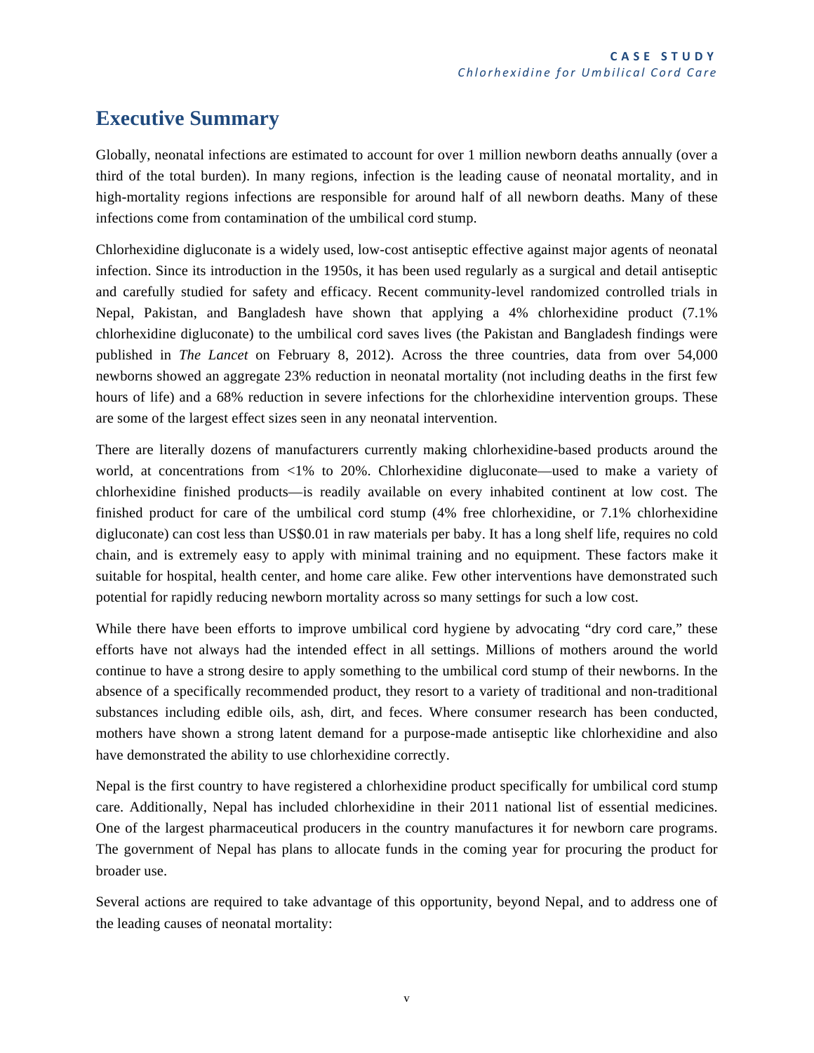# Executive Summary

Globally, neonatal infections are estimated to account for over 1 million newborn deaths annually (over a third of the total burden). In many regions, infection is the leading cause of neonatal mortality, and in high-mortality regions infections are responsible for around half of all newborn deaths. Many of these infections come from contamination of the umbilical cord stump.

Chlorhexidine digluconate is a widely used, low-cost antiseptic effective against major agents of neonatal infection. Since its introduction in the 1950s, it has been used regularly as a surgical and detail antiseptic and carefully studied for safety and efficacy. Recent community-level randomized controlled trials in Nepal, Pakistan, and Bangladesh have shown that applying a 4% chlorhexidine product (7.1% chlorhexidine digluconate) to the umbilical cord saves lives (the Pakistan and Bangladesh findings were published in *The Lancet* on February 8, 2012). Across the three countries, data from over 54,000 newborns showed an aggregate 23% reduction in neonatal mortality (not including deaths in the first few hours of life) and a 68% reduction in severe infections for the chlorhexidine intervention groups. These are some of the largest effect sizes seen in any neonatal intervention.

There are literally dozens of manufacturers currently making chlorhexidine-based products around the world, at concentrations from <1% to 20%. Chlorhexidine digluconate—used to make a variety of chlorhexidine finished products—is readily available on every inhabited continent at low cost. The finished product for care of the umbilical cord stump (4% free chlorhexidine, or 7.1% chlorhexidine digluconate) can cost less than US$0.01 in raw materials per baby. It has a long shelf life, requires no cold chain, and is extremely easy to apply with minimal training and no equipment. These factors make it suitable for hospital, health center, and home care alike. Few other interventions have demonstrated such potential for rapidly reducing newborn mortality across so many settings for such a low cost.

While there have been efforts to improve umbilical cord hygiene by advocating "dry cord care," these efforts have not always had the intended effect in all settings. Millions of mothers around the world continue to have a strong desire to apply something to the umbilical cord stump of their newborns. In the absence of a specifically recommended product, they resort to a variety of traditional and non-traditional substances including edible oils, ash, dirt, and feces. Where consumer research has been conducted, mothers have shown a strong latent demand for a purpose-made antiseptic like chlorhexidine and also have demonstrated the ability to use chlorhexidine correctly.

Nepal is the first country to have registered a chlorhexidine product specifically for umbilical cord stump care. Additionally, Nepal has included chlorhexidine in their 2011 national list of essential medicines. One of the largest pharmaceutical producers in the country manufactures it for newborn care programs. The government of Nepal has plans to allocate funds in the coming year for procuring the product for broader use.

Several actions are required to take advantage of this opportunity, beyond Nepal, and to address one of the leading causes of neonatal mortality: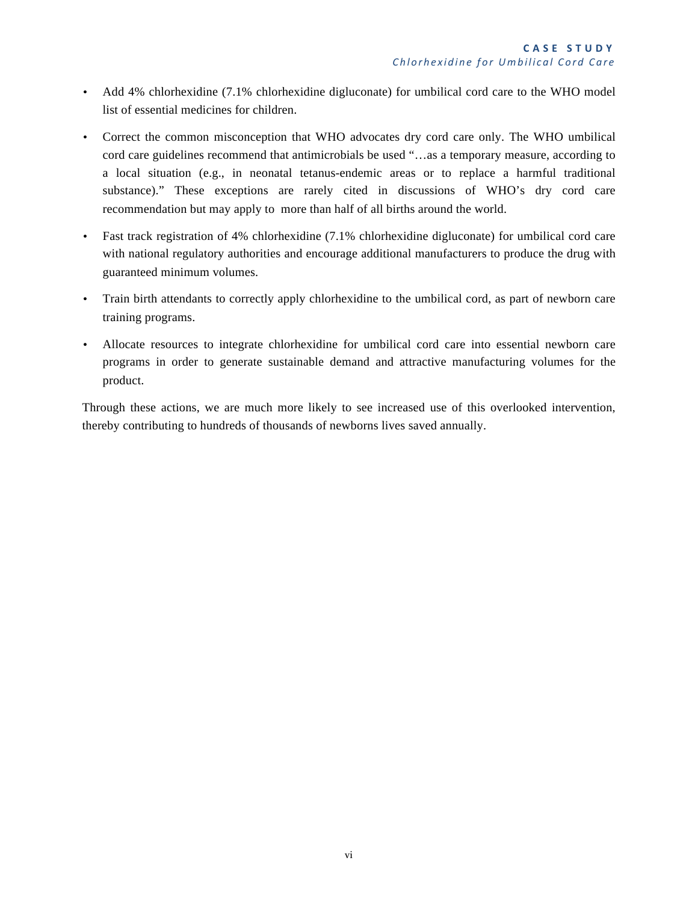- Add 4% chlorhexidine (7.1% chlorhexidine digluconate) for umbilical cord care to the WHO model list of essential medicines for children.
- Correct the common misconception that WHO advocates dry cord care only. The WHO umbilical cord care guidelines recommend that antimicrobials be used "…as a temporary measure, according to a local situation (e.g., in neonatal tetanus-endemic areas or to replace a harmful traditional substance)." These exceptions are rarely cited in discussions of WHO's dry cord care recommendation but may apply to more than half of all births around the world.
- Fast track registration of 4% chlorhexidine (7.1% chlorhexidine digluconate) for umbilical cord care with national regulatory authorities and encourage additional manufacturers to produce the drug with guaranteed minimum volumes.
- Train birth attendants to correctly apply chlorhexidine to the umbilical cord, as part of newborn care training programs.
- Allocate resources to integrate chlorhexidine for umbilical cord care into essential newborn care programs in order to generate sustainable demand and attractive manufacturing volumes for the product.

Through these actions, we are much more likely to see increased use of this overlooked intervention, thereby contributing to hundreds of thousands of newborns lives saved annually.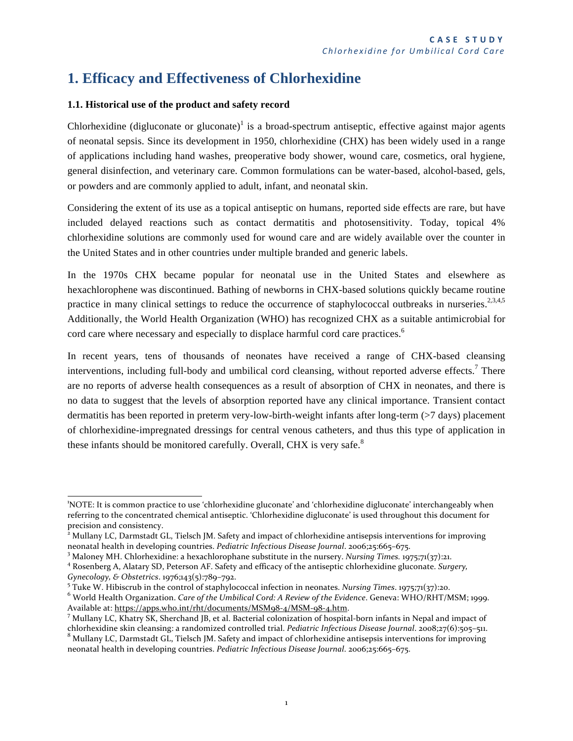# 1. Efficacy and Effectiveness of Chlorhexidine

### 1.1. Historical use of the product and safety record

Chlorhexidine (digluconate or gluconate)[1] is a broad-spectrum antiseptic, effective against major agents of neonatal sepsis. Since its development in 1950, chlorhexidine (CHX) has been widely used in a range of applications including hand washes, preoperative body shower, wound care, cosmetics, oral hygiene, general disinfection, and veterinary care. Common formulations can be water-based, alcohol-based, gels, or powders and are commonly applied to adult, infant, and neonatal skin.

Considering the extent of its use as a topical antiseptic on humans, reported side effects are rare, but have included delayed reactions such as contact dermatitis and photosensitivity. Today, topical 4% chlorhexidine solutions are commonly used for wound care and are widely available over the counter in the United States and in other countries under multiple branded and generic labels.

In the 1970s CHX became popular for neonatal use in the United States and elsewhere as hexachlorophene was discontinued. Bathing of newborns in CHX-based solutions quickly became routine practice in many clinical settings to reduce the occurrence of staphylococcal outbreaks in nurseries.[2,3,4,5] Additionally, the World Health Organization (WHO) has recognized CHX as a suitable antimicrobial for cord care where necessary and especially to displace harmful cord care practices.[6]

In recent years, tens of thousands of neonates have received a range of CHX-based cleansing interventions, including full-body and umbilical cord cleansing, without reported adverse effects.[7] There are no reports of adverse health consequences as a result of absorption of CHX in neonates, and there is no data to suggest that the levels of absorption reported have any clinical importance. Transient contact dermatitis has been reported in preterm very-low-birth-weight infants after long-term (>7 days) placement of chlorhexidine-impregnated dressings for central venous catheters, and thus this type of application in these infants should be monitored carefully. Overall, CHX is very safe.[8]

---

[1] NOTE: It is common practice to use 'chlorhexidine gluconate' and 'chlorhexidine digluconate' interchangeably when referring to the concentrated chemical antiseptic. 'Chlorhexidine digluconate' is used throughout this document for precision and consistency.

[2] Mullany LC, Darmstadt GL, Tielsch JM. Safety and impact of chlorhexidine antisepsis interventions for improving neonatal health in developing countries. *Pediatric Infectious Disease Journal*. 2006;25:665–675.

[3] Maloney MH. Chlorhexidine: a hexachlorophane substitute in the nursery. *Nursing Times*. 1975;71(37):21.

[4] Rosenberg A, Alatary SD, Peterson AF. Safety and efficacy of the antiseptic chlorhexidine gluconate. *Surgery, Gynecology, & Obstetrics*. 1976;143(5):789–792.

[5] Tuke W. Hibiscrub in the control of staphylococcal infection in neonates. *Nursing Times*. 1975;71(37):20.

[6] World Health Organization. *Care of the Umbilical Cord: A Review of the Evidence*. Geneva: WHO/RHT/MSM; 1999. Available at: https://apps.who.int/rht/documents/MSM98-4/MSM-98-4.htm.

[7] Mullany LC, Khatry SK, Sherchand JB, et al. Bacterial colonization of hospital-born infants in Nepal and impact of chlorhexidine skin cleansing: a randomized controlled trial. *Pediatric Infectious Disease Journal*. 2008;27(6):505–511.

[8] Mullany LC, Darmstadt GL, Tielsch JM. Safety and impact of chlorhexidine antisepsis interventions for improving neonatal health in developing countries. *Pediatric Infectious Disease Journal*. 2006;25:665–675.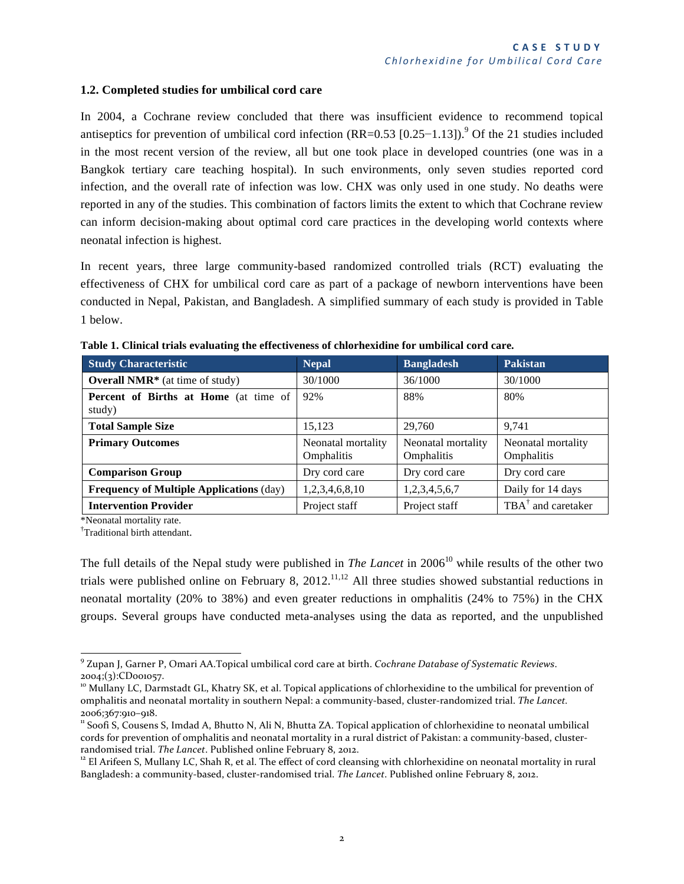### 1.2. Completed studies for umbilical cord care

In 2004, a Cochrane review concluded that there was insufficient evidence to recommend topical antiseptics for prevention of umbilical cord infection (RR=0.53 [0.25−1.13]).[9] Of the 21 studies included in the most recent version of the review, all but one took place in developed countries (one was in a Bangkok tertiary care teaching hospital). In such environments, only seven studies reported cord infection, and the overall rate of infection was low. CHX was only used in one study. No deaths were reported in any of the studies. This combination of factors limits the extent to which that Cochrane review can inform decision-making about optimal cord care practices in the developing world contexts where neonatal infection is highest.

In recent years, three large community-based randomized controlled trials (RCT) evaluating the effectiveness of CHX for umbilical cord care as part of a package of newborn interventions have been conducted in Nepal, Pakistan, and Bangladesh. A simplified summary of each study is provided in Table 1 below.

**Table 1. Clinical trials evaluating the effectiveness of chlorhexidine for umbilical cord care.**

| Study Characteristic | Nepal | Bangladesh | Pakistan |
|---|---|---|---|
| **Overall NMR*** (at time of study) | 30/1000 | 36/1000 | 30/1000 |
| **Percent of Births at Home** (at time of study) | 92% | 88% | 80% |
| **Total Sample Size** | 15,123 | 29,760 | 9,741 |
| **Primary Outcomes** | Neonatal mortality Omphalitis | Neonatal mortality Omphalitis | Neonatal mortality Omphalitis |
| **Comparison Group** | Dry cord care | Dry cord care | Dry cord care |
| **Frequency of Multiple Applications** (day) | 1,2,3,4,6,8,10 | 1,2,3,4,5,6,7 | Daily for 14 days |
| **Intervention Provider** | Project staff | Project staff | TBA† and caretaker |

*Neonatal mortality rate.
†Traditional birth attendant.

The full details of the Nepal study were published in *The Lancet* in 2006[10] while results of the other two trials were published online on February 8, 2012.[11,12] All three studies showed substantial reductions in neonatal mortality (20% to 38%) and even greater reductions in omphalitis (24% to 75%) in the CHX groups. Several groups have conducted meta-analyses using the data as reported, and the unpublished

---

[9] Zupan J, Garner P, Omari AA. Topical umbilical cord care at birth. *Cochrane Database of Systematic Reviews*. 2004;(3):CD001057.

[10] Mullany LC, Darmstadt GL, Khatry SK, et al. Topical applications of chlorhexidine to the umbilical for prevention of omphalitis and neonatal mortality in southern Nepal: a community-based, cluster-randomized trial. *The Lancet.* 2006;367:910–918.

[11] Soofi S, Cousens S, Imdad A, Bhutto N, Ali N, Bhutta ZA. Topical application of chlorhexidine to neonatal umbilical cords for prevention of omphalitis and neonatal mortality in a rural district of Pakistan: a community-based, cluster-randomised trial. *The Lancet*. Published online February 8, 2012.

[12] El Arifeen S, Mullany LC, Shah R, et al. The effect of cord cleansing with chlorhexidine on neonatal mortality in rural Bangladesh: a community-based, cluster-randomised trial. *The Lancet*. Published online February 8, 2012.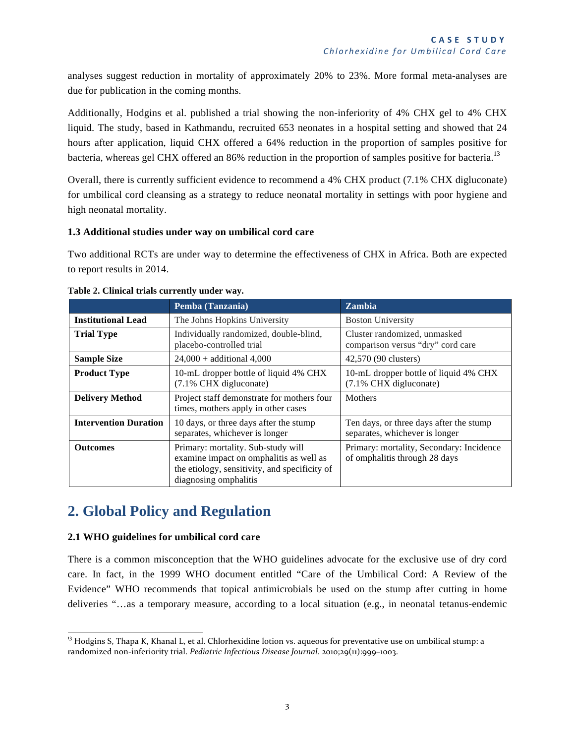analyses suggest reduction in mortality of approximately 20% to 23%. More formal meta-analyses are due for publication in the coming months.

Additionally, Hodgins et al. published a trial showing the non-inferiority of 4% CHX gel to 4% CHX liquid. The study, based in Kathmandu, recruited 653 neonates in a hospital setting and showed that 24 hours after application, liquid CHX offered a 64% reduction in the proportion of samples positive for bacteria, whereas gel CHX offered an 86% reduction in the proportion of samples positive for bacteria.[13]

Overall, there is currently sufficient evidence to recommend a 4% CHX product (7.1% CHX digluconate) for umbilical cord cleansing as a strategy to reduce neonatal mortality in settings with poor hygiene and high neonatal mortality.

### 1.3 Additional studies under way on umbilical cord care

Two additional RCTs are under way to determine the effectiveness of CHX in Africa. Both are expected to report results in 2014.

**Table 2. Clinical trials currently under way.**

| | Pemba (Tanzania) | Zambia |
|---|---|---|
| **Institutional Lead** | The Johns Hopkins University | Boston University |
| **Trial Type** | Individually randomized, double-blind, placebo-controlled trial | Cluster randomized, unmasked comparison versus "dry" cord care |
| **Sample Size** | 24,000 + additional 4,000 | 42,570 (90 clusters) |
| **Product Type** | 10-mL dropper bottle of liquid 4% CHX (7.1% CHX digluconate) | 10-mL dropper bottle of liquid 4% CHX (7.1% CHX digluconate) |
| **Delivery Method** | Project staff demonstrate for mothers four times, mothers apply in other cases | Mothers |
| **Intervention Duration** | 10 days, or three days after the stump separates, whichever is longer | Ten days, or three days after the stump separates, whichever is longer |
| **Outcomes** | Primary: mortality. Sub-study will examine impact on omphalitis as well as the etiology, sensitivity, and specificity of diagnosing omphalitis | Primary: mortality, Secondary: Incidence of omphalitis through 28 days |

## 2. Global Policy and Regulation

### 2.1 WHO guidelines for umbilical cord care

There is a common misconception that the WHO guidelines advocate for the exclusive use of dry cord care. In fact, in the 1999 WHO document entitled "Care of the Umbilical Cord: A Review of the Evidence" WHO recommends that topical antimicrobials be used on the stump after cutting in home deliveries "…as a temporary measure, according to a local situation (e.g., in neonatal tetanus-endemic

---

[13] Hodgins S, Thapa K, Khanal L, et al. Chlorhexidine lotion vs. aqueous for preventative use on umbilical stump: a randomized non-inferiority trial. *Pediatric Infectious Disease Journal*. 2010;29(11):999–1003.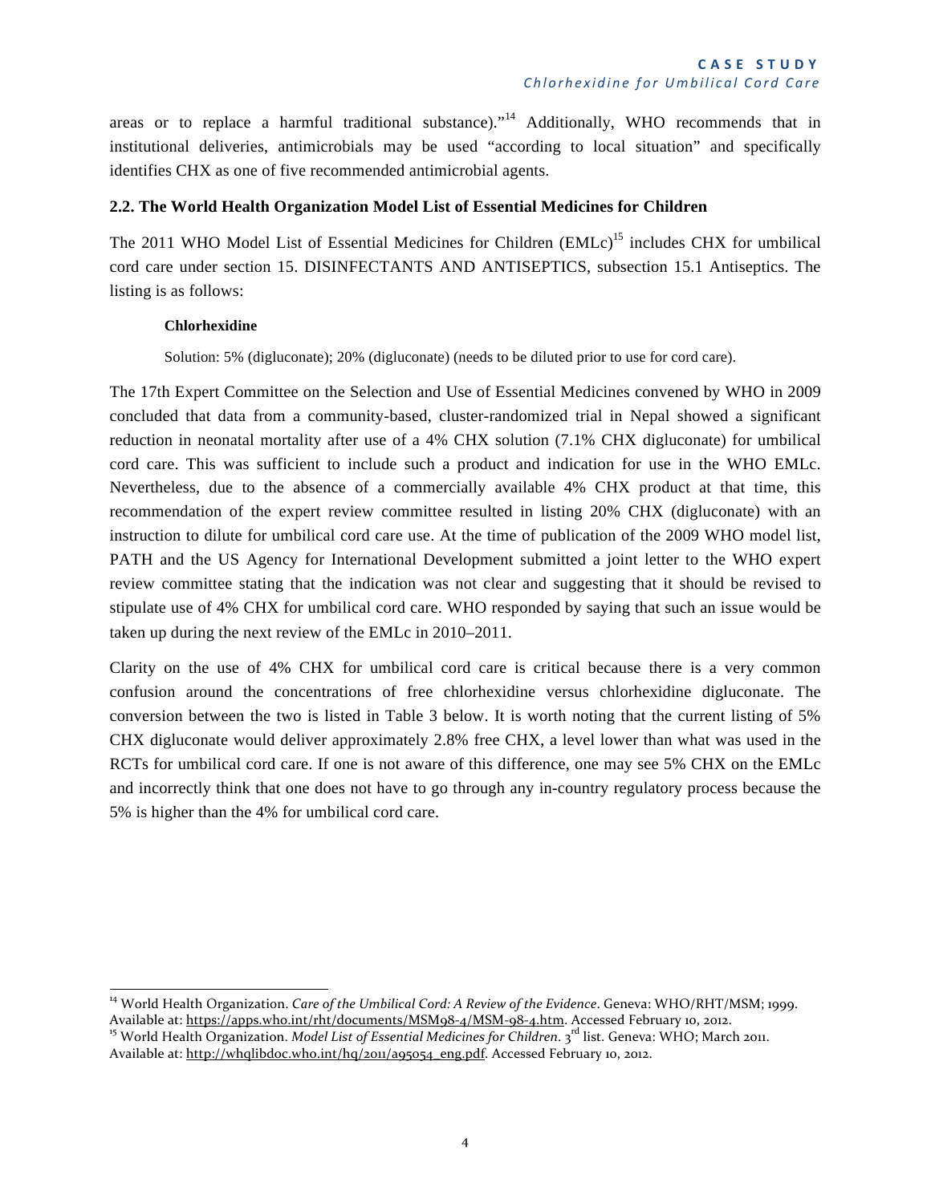areas or to replace a harmful traditional substance)."[14] Additionally, WHO recommends that in institutional deliveries, antimicrobials may be used "according to local situation" and specifically identifies CHX as one of five recommended antimicrobial agents.

### 2.2. The World Health Organization Model List of Essential Medicines for Children

The 2011 WHO Model List of Essential Medicines for Children (EMLc)[15] includes CHX for umbilical cord care under section 15. DISINFECTANTS AND ANTISEPTICS, subsection 15.1 Antiseptics. The listing is as follows:

> **Chlorhexidine**
>
> Solution: 5% (digluconate); 20% (digluconate) (needs to be diluted prior to use for cord care).

The 17th Expert Committee on the Selection and Use of Essential Medicines convened by WHO in 2009 concluded that data from a community-based, cluster-randomized trial in Nepal showed a significant reduction in neonatal mortality after use of a 4% CHX solution (7.1% CHX digluconate) for umbilical cord care. This was sufficient to include such a product and indication for use in the WHO EMLc. Nevertheless, due to the absence of a commercially available 4% CHX product at that time, this recommendation of the expert review committee resulted in listing 20% CHX (digluconate) with an instruction to dilute for umbilical cord care use. At the time of publication of the 2009 WHO model list, PATH and the US Agency for International Development submitted a joint letter to the WHO expert review committee stating that the indication was not clear and suggesting that it should be revised to stipulate use of 4% CHX for umbilical cord care. WHO responded by saying that such an issue would be taken up during the next review of the EMLc in 2010–2011.

Clarity on the use of 4% CHX for umbilical cord care is critical because there is a very common confusion around the concentrations of free chlorhexidine versus chlorhexidine digluconate. The conversion between the two is listed in Table 3 below. It is worth noting that the current listing of 5% CHX digluconate would deliver approximately 2.8% free CHX, a level lower than what was used in the RCTs for umbilical cord care. If one is not aware of this difference, one may see 5% CHX on the EMLc and incorrectly think that one does not have to go through any in-country regulatory process because the 5% is higher than the 4% for umbilical cord care.

---

[14] World Health Organization. *Care of the Umbilical Cord: A Review of the Evidence*. Geneva: WHO/RHT/MSM; 1999. Available at: https://apps.who.int/rht/documents/MSM98-4/MSM-98-4.htm. Accessed February 10, 2012.

[15] World Health Organization. *Model List of Essential Medicines for Children*. 3rd list. Geneva: WHO; March 2011. Available at: http://whqlibdoc.who.int/hq/2011/a95054_eng.pdf. Accessed February 10, 2012.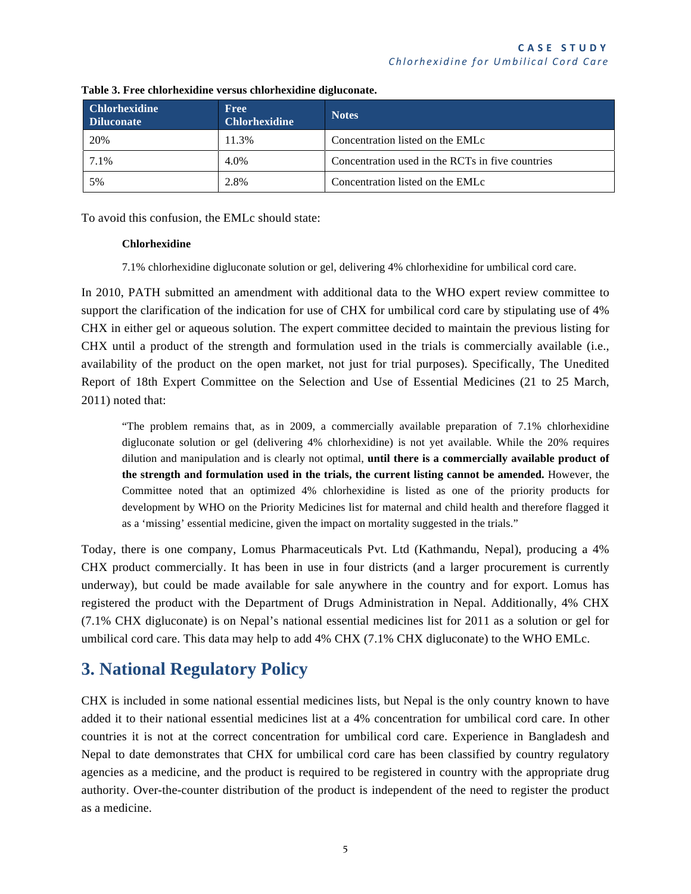**Table 3. Free chlorhexidine versus chlorhexidine digluconate.**

| Chlorhexidine Diluconate | Free Chlorhexidine | Notes |
|---|---|---|
| 20% | 11.3% | Concentration listed on the EMLc |
| 7.1% | 4.0% | Concentration used in the RCTs in five countries |
| 5% | 2.8% | Concentration listed on the EMLc |

To avoid this confusion, the EMLc should state:

> **Chlorhexidine**
>
> 7.1% chlorhexidine digluconate solution or gel, delivering 4% chlorhexidine for umbilical cord care.

In 2010, PATH submitted an amendment with additional data to the WHO expert review committee to support the clarification of the indication for use of CHX for umbilical cord care by stipulating use of 4% CHX in either gel or aqueous solution. The expert committee decided to maintain the previous listing for CHX until a product of the strength and formulation used in the trials is commercially available (i.e., availability of the product on the open market, not just for trial purposes). Specifically, The Unedited Report of 18th Expert Committee on the Selection and Use of Essential Medicines (21 to 25 March, 2011) noted that:

> "The problem remains that, as in 2009, a commercially available preparation of 7.1% chlorhexidine digluconate solution or gel (delivering 4% chlorhexidine) is not yet available. While the 20% requires dilution and manipulation and is clearly not optimal, **until there is a commercially available product of the strength and formulation used in the trials, the current listing cannot be amended.** However, the Committee noted that an optimized 4% chlorhexidine is listed as one of the priority products for development by WHO on the Priority Medicines list for maternal and child health and therefore flagged it as a 'missing' essential medicine, given the impact on mortality suggested in the trials."

Today, there is one company, Lomus Pharmaceuticals Pvt. Ltd (Kathmandu, Nepal), producing a 4% CHX product commercially. It has been in use in four districts (and a larger procurement is currently underway), but could be made available for sale anywhere in the country and for export. Lomus has registered the product with the Department of Drugs Administration in Nepal. Additionally, 4% CHX (7.1% CHX digluconate) is on Nepal's national essential medicines list for 2011 as a solution or gel for umbilical cord care. This data may help to add 4% CHX (7.1% CHX digluconate) to the WHO EMLc.

## 3. National Regulatory Policy

CHX is included in some national essential medicines lists, but Nepal is the only country known to have added it to their national essential medicines list at a 4% concentration for umbilical cord care. In other countries it is not at the correct concentration for umbilical cord care. Experience in Bangladesh and Nepal to date demonstrates that CHX for umbilical cord care has been classified by country regulatory agencies as a medicine, and the product is required to be registered in country with the appropriate drug authority. Over-the-counter distribution of the product is independent of the need to register the product as a medicine.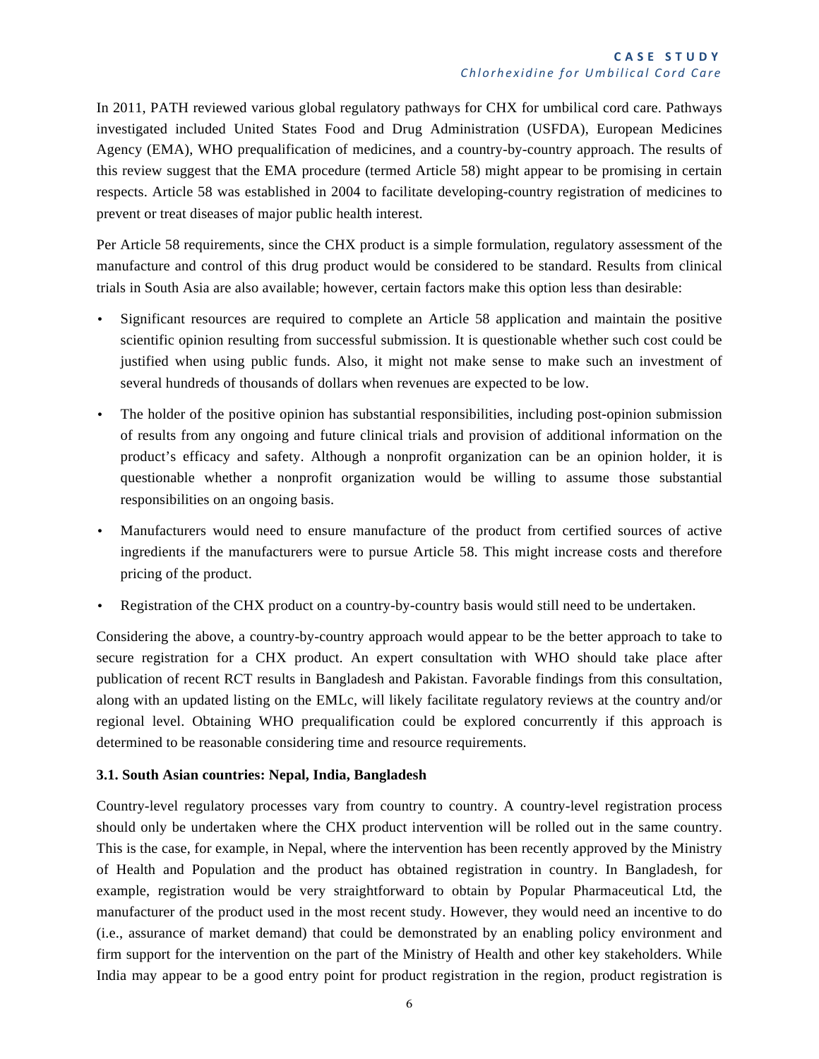In 2011, PATH reviewed various global regulatory pathways for CHX for umbilical cord care. Pathways investigated included United States Food and Drug Administration (USFDA), European Medicines Agency (EMA), WHO prequalification of medicines, and a country-by-country approach. The results of this review suggest that the EMA procedure (termed Article 58) might appear to be promising in certain respects. Article 58 was established in 2004 to facilitate developing-country registration of medicines to prevent or treat diseases of major public health interest.

Per Article 58 requirements, since the CHX product is a simple formulation, regulatory assessment of the manufacture and control of this drug product would be considered to be standard. Results from clinical trials in South Asia are also available; however, certain factors make this option less than desirable:

- Significant resources are required to complete an Article 58 application and maintain the positive scientific opinion resulting from successful submission. It is questionable whether such cost could be justified when using public funds. Also, it might not make sense to make such an investment of several hundreds of thousands of dollars when revenues are expected to be low.
- The holder of the positive opinion has substantial responsibilities, including post-opinion submission of results from any ongoing and future clinical trials and provision of additional information on the product's efficacy and safety. Although a nonprofit organization can be an opinion holder, it is questionable whether a nonprofit organization would be willing to assume those substantial responsibilities on an ongoing basis.
- Manufacturers would need to ensure manufacture of the product from certified sources of active ingredients if the manufacturers were to pursue Article 58. This might increase costs and therefore pricing of the product.
- Registration of the CHX product on a country-by-country basis would still need to be undertaken.

Considering the above, a country-by-country approach would appear to be the better approach to take to secure registration for a CHX product. An expert consultation with WHO should take place after publication of recent RCT results in Bangladesh and Pakistan. Favorable findings from this consultation, along with an updated listing on the EMLc, will likely facilitate regulatory reviews at the country and/or regional level. Obtaining WHO prequalification could be explored concurrently if this approach is determined to be reasonable considering time and resource requirements.

### 3.1. South Asian countries: Nepal, India, Bangladesh

Country-level regulatory processes vary from country to country. A country-level registration process should only be undertaken where the CHX product intervention will be rolled out in the same country. This is the case, for example, in Nepal, where the intervention has been recently approved by the Ministry of Health and Population and the product has obtained registration in country. In Bangladesh, for example, registration would be very straightforward to obtain by Popular Pharmaceutical Ltd, the manufacturer of the product used in the most recent study. However, they would need an incentive to do (i.e., assurance of market demand) that could be demonstrated by an enabling policy environment and firm support for the intervention on the part of the Ministry of Health and other key stakeholders. While India may appear to be a good entry point for product registration in the region, product registration is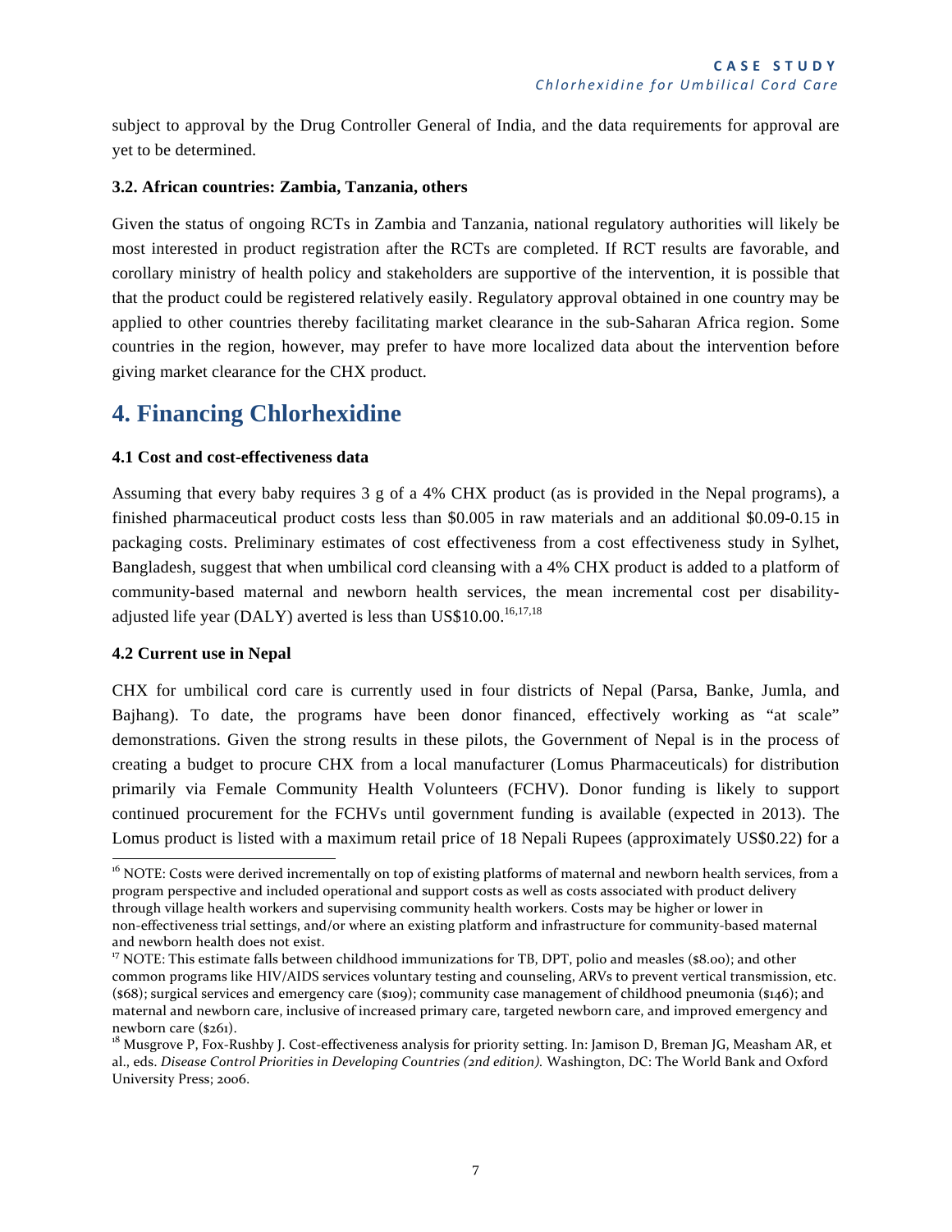subject to approval by the Drug Controller General of India, and the data requirements for approval are yet to be determined.

**3.2. African countries: Zambia, Tanzania, others**

Given the status of ongoing RCTs in Zambia and Tanzania, national regulatory authorities will likely be most interested in product registration after the RCTs are completed. If RCT results are favorable, and corollary ministry of health policy and stakeholders are supportive of the intervention, it is possible that that the product could be registered relatively easily. Regulatory approval obtained in one country may be applied to other countries thereby facilitating market clearance in the sub-Saharan Africa region. Some countries in the region, however, may prefer to have more localized data about the intervention before giving market clearance for the CHX product.

# 4. Financing Chlorhexidine

**4.1 Cost and cost-effectiveness data**

Assuming that every baby requires 3 g of a 4% CHX product (as is provided in the Nepal programs), a finished pharmaceutical product costs less than \$0.005 in raw materials and an additional \$0.09-0.15 in packaging costs. Preliminary estimates of cost effectiveness from a cost effectiveness study in Sylhet, Bangladesh, suggest that when umbilical cord cleansing with a 4% CHX product is added to a platform of community-based maternal and newborn health services, the mean incremental cost per disability-adjusted life year (DALY) averted is less than US\$10.00.[16,17,18]

**4.2 Current use in Nepal**

CHX for umbilical cord care is currently used in four districts of Nepal (Parsa, Banke, Jumla, and Bajhang). To date, the programs have been donor financed, effectively working as "at scale" demonstrations. Given the strong results in these pilots, the Government of Nepal is in the process of creating a budget to procure CHX from a local manufacturer (Lomus Pharmaceuticals) for distribution primarily via Female Community Health Volunteers (FCHV). Donor funding is likely to support continued procurement for the FCHVs until government funding is available (expected in 2013). The Lomus product is listed with a maximum retail price of 18 Nepali Rupees (approximately US\$0.22) for a

---

[16] NOTE: Costs were derived incrementally on top of existing platforms of maternal and newborn health services, from a program perspective and included operational and support costs as well as costs associated with product delivery through village health workers and supervising community health workers. Costs may be higher or lower in non-effectiveness trial settings, and/or where an existing platform and infrastructure for community-based maternal and newborn health does not exist.

[17] NOTE: This estimate falls between childhood immunizations for TB, DPT, polio and measles (\$8.00); and other common programs like HIV/AIDS services voluntary testing and counseling, ARVs to prevent vertical transmission, etc. (\$68); surgical services and emergency care (\$109); community case management of childhood pneumonia (\$146); and maternal and newborn care, inclusive of increased primary care, targeted newborn care, and improved emergency and newborn care (\$261).

[18] Musgrove P, Fox-Rushby J. Cost-effectiveness analysis for priority setting. In: Jamison D, Breman JG, Measham AR, et al., eds. *Disease Control Priorities in Developing Countries (2nd edition).* Washington, DC: The World Bank and Oxford University Press; 2006.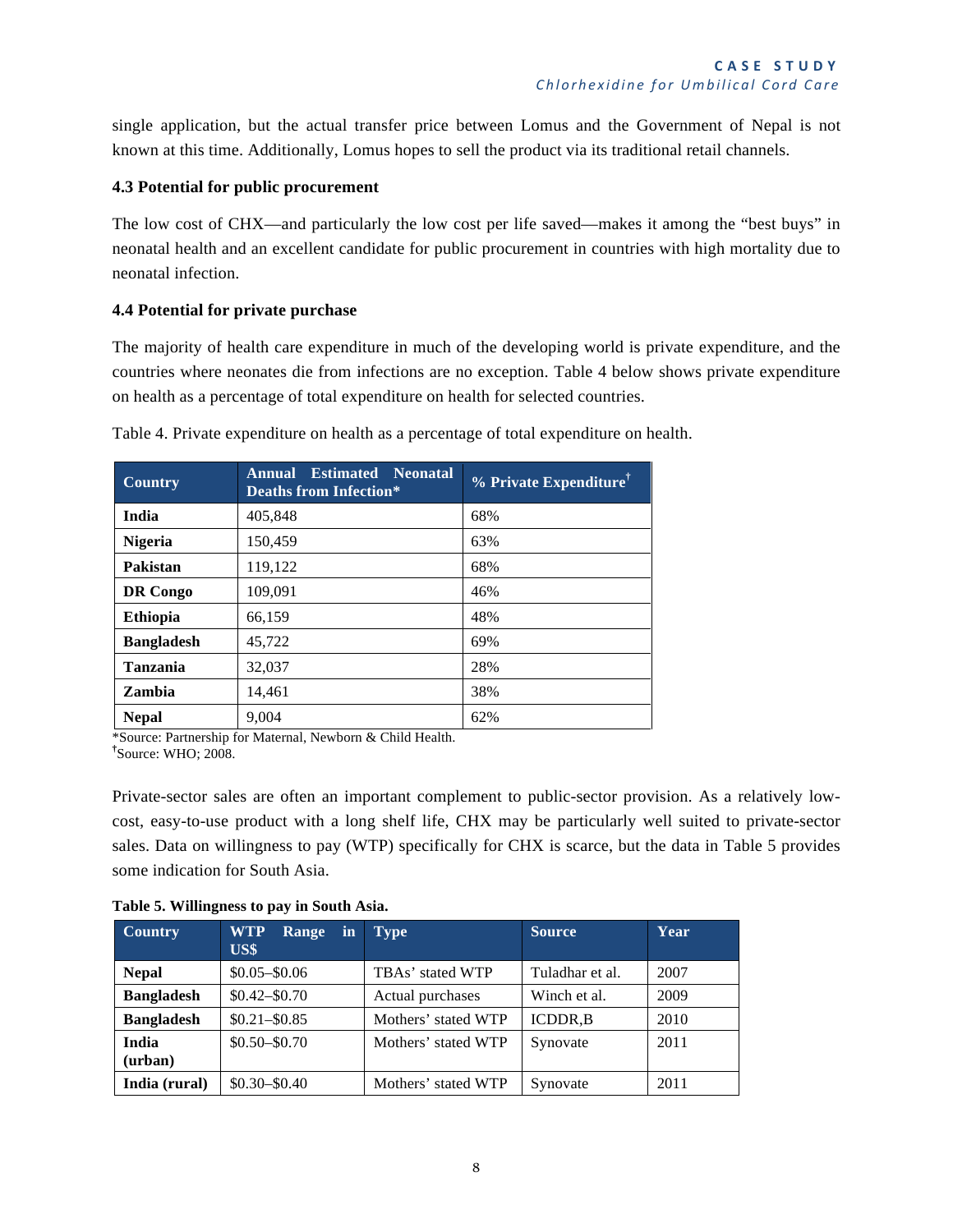single application, but the actual transfer price between Lomus and the Government of Nepal is not known at this time. Additionally, Lomus hopes to sell the product via its traditional retail channels.

### 4.3 Potential for public procurement

The low cost of CHX—and particularly the low cost per life saved—makes it among the "best buys" in neonatal health and an excellent candidate for public procurement in countries with high mortality due to neonatal infection.

### 4.4 Potential for private purchase

The majority of health care expenditure in much of the developing world is private expenditure, and the countries where neonates die from infections are no exception. Table 4 below shows private expenditure on health as a percentage of total expenditure on health for selected countries.

Table 4. Private expenditure on health as a percentage of total expenditure on health.

| Country | Annual Estimated Neonatal Deaths from Infection* | % Private Expenditure† |
|---|---|---|
| **India** | 405,848 | 68% |
| **Nigeria** | 150,459 | 63% |
| **Pakistan** | 119,122 | 68% |
| **DR Congo** | 109,091 | 46% |
| **Ethiopia** | 66,159 | 48% |
| **Bangladesh** | 45,722 | 69% |
| **Tanzania** | 32,037 | 28% |
| **Zambia** | 14,461 | 38% |
| **Nepal** | 9,004 | 62% |

*Source: Partnership for Maternal, Newborn & Child Health.
†Source: WHO; 2008.

Private-sector sales are often an important complement to public-sector provision. As a relatively low-cost, easy-to-use product with a long shelf life, CHX may be particularly well suited to private-sector sales. Data on willingness to pay (WTP) specifically for CHX is scarce, but the data in Table 5 provides some indication for South Asia.

**Table 5. Willingness to pay in South Asia.**

| Country | WTP Range in US$ | Type | Source | Year |
|---|---|---|---|---|
| **Nepal** | $0.05–$0.06 | TBAs' stated WTP | Tuladhar et al. | 2007 |
| **Bangladesh** | $0.42–$0.70 | Actual purchases | Winch et al. | 2009 |
| **Bangladesh** | $0.21–$0.85 | Mothers' stated WTP | ICDDR,B | 2010 |
| **India (urban)** | $0.50–$0.70 | Mothers' stated WTP | Synovate | 2011 |
| **India (rural)** | $0.30–$0.40 | Mothers' stated WTP | Synovate | 2011 |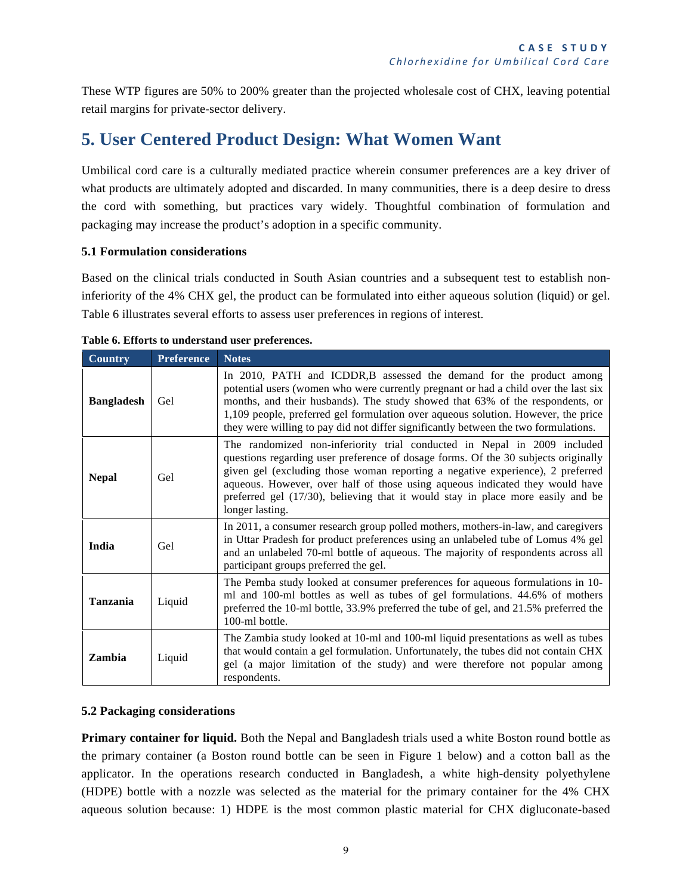These WTP figures are 50% to 200% greater than the projected wholesale cost of CHX, leaving potential retail margins for private-sector delivery.

## 5. User Centered Product Design: What Women Want

Umbilical cord care is a culturally mediated practice wherein consumer preferences are a key driver of what products are ultimately adopted and discarded. In many communities, there is a deep desire to dress the cord with something, but practices vary widely. Thoughtful combination of formulation and packaging may increase the product's adoption in a specific community.

### 5.1 Formulation considerations

Based on the clinical trials conducted in South Asian countries and a subsequent test to establish non-inferiority of the 4% CHX gel, the product can be formulated into either aqueous solution (liquid) or gel. Table 6 illustrates several efforts to assess user preferences in regions of interest.

**Table 6. Efforts to understand user preferences.**

| Country | Preference | Notes |
|---|---|---|
| **Bangladesh** | Gel | In 2010, PATH and ICDDR,B assessed the demand for the product among potential users (women who were currently pregnant or had a child over the last six months, and their husbands). The study showed that 63% of the respondents, or 1,109 people, preferred gel formulation over aqueous solution. However, the price they were willing to pay did not differ significantly between the two formulations. |
| **Nepal** | Gel | The randomized non-inferiority trial conducted in Nepal in 2009 included questions regarding user preference of dosage forms. Of the 30 subjects originally given gel (excluding those woman reporting a negative experience), 2 preferred aqueous. However, over half of those using aqueous indicated they would have preferred gel (17/30), believing that it would stay in place more easily and be longer lasting. |
| **India** | Gel | In 2011, a consumer research group polled mothers, mothers-in-law, and caregivers in Uttar Pradesh for product preferences using an unlabeled tube of Lomus 4% gel and an unlabeled 70-ml bottle of aqueous. The majority of respondents across all participant groups preferred the gel. |
| **Tanzania** | Liquid | The Pemba study looked at consumer preferences for aqueous formulations in 10-ml and 100-ml bottles as well as tubes of gel formulations. 44.6% of mothers preferred the 10-ml bottle, 33.9% preferred the tube of gel, and 21.5% preferred the 100-ml bottle. |
| **Zambia** | Liquid | The Zambia study looked at 10-ml and 100-ml liquid presentations as well as tubes that would contain a gel formulation. Unfortunately, the tubes did not contain CHX gel (a major limitation of the study) and were therefore not popular among respondents. |

### 5.2 Packaging considerations

**Primary container for liquid.** Both the Nepal and Bangladesh trials used a white Boston round bottle as the primary container (a Boston round bottle can be seen in Figure 1 below) and a cotton ball as the applicator. In the operations research conducted in Bangladesh, a white high-density polyethylene (HDPE) bottle with a nozzle was selected as the material for the primary container for the 4% CHX aqueous solution because: 1) HDPE is the most common plastic material for CHX digluconate-based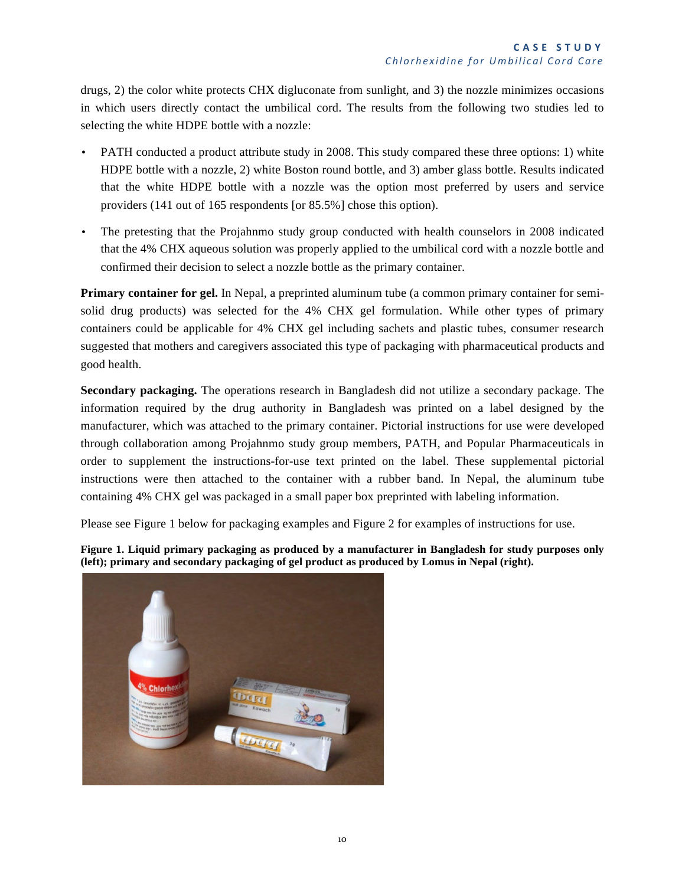drugs, 2) the color white protects CHX digluconate from sunlight, and 3) the nozzle minimizes occasions in which users directly contact the umbilical cord. The results from the following two studies led to selecting the white HDPE bottle with a nozzle:

- PATH conducted a product attribute study in 2008. This study compared these three options: 1) white HDPE bottle with a nozzle, 2) white Boston round bottle, and 3) amber glass bottle. Results indicated that the white HDPE bottle with a nozzle was the option most preferred by users and service providers (141 out of 165 respondents [or 85.5%] chose this option).
- The pretesting that the Projahnmo study group conducted with health counselors in 2008 indicated that the 4% CHX aqueous solution was properly applied to the umbilical cord with a nozzle bottle and confirmed their decision to select a nozzle bottle as the primary container.

**Primary container for gel.** In Nepal, a preprinted aluminum tube (a common primary container for semi-solid drug products) was selected for the 4% CHX gel formulation. While other types of primary containers could be applicable for 4% CHX gel including sachets and plastic tubes, consumer research suggested that mothers and caregivers associated this type of packaging with pharmaceutical products and good health.

**Secondary packaging.** The operations research in Bangladesh did not utilize a secondary package. The information required by the drug authority in Bangladesh was printed on a label designed by the manufacturer, which was attached to the primary container. Pictorial instructions for use were developed through collaboration among Projahnmo study group members, PATH, and Popular Pharmaceuticals in order to supplement the instructions-for-use text printed on the label. These supplemental pictorial instructions were then attached to the container with a rubber band. In Nepal, the aluminum tube containing 4% CHX gel was packaged in a small paper box preprinted with labeling information.

Please see Figure 1 below for packaging examples and Figure 2 for examples of instructions for use.

**Figure 1. Liquid primary packaging as produced by a manufacturer in Bangladesh for study purposes only (left); primary and secondary packaging of gel product as produced by Lomus in Nepal (right).**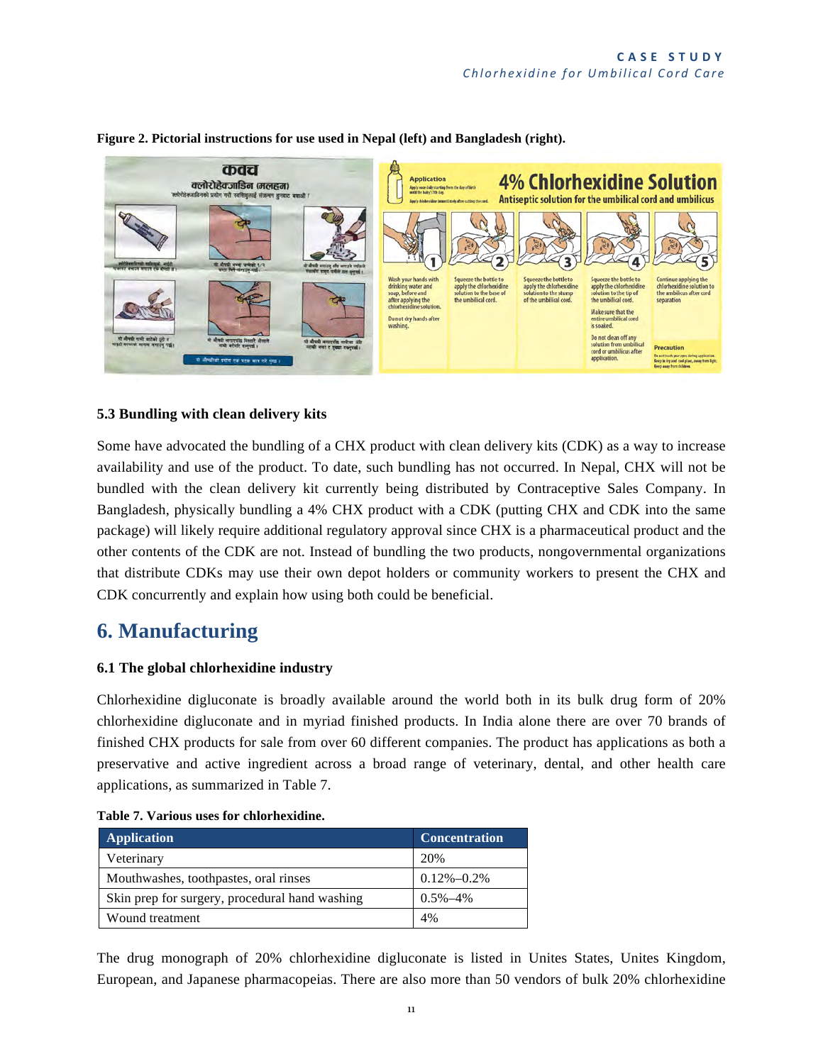**Figure 2. Pictorial instructions for use used in Nepal (left) and Bangladesh (right).**

### 5.3 Bundling with clean delivery kits

Some have advocated the bundling of a CHX product with clean delivery kits (CDK) as a way to increase availability and use of the product. To date, such bundling has not occurred. In Nepal, CHX will not be bundled with the clean delivery kit currently being distributed by Contraceptive Sales Company. In Bangladesh, physically bundling a 4% CHX product with a CDK (putting CHX and CDK into the same package) will likely require additional regulatory approval since CHX is a pharmaceutical product and the other contents of the CDK are not. Instead of bundling the two products, nongovernmental organizations that distribute CDKs may use their own depot holders or community workers to present the CHX and CDK concurrently and explain how using both could be beneficial.

## 6. Manufacturing

### 6.1 The global chlorhexidine industry

Chlorhexidine digluconate is broadly available around the world both in its bulk drug form of 20% chlorhexidine digluconate and in myriad finished products. In India alone there are over 70 brands of finished CHX products for sale from over 60 different companies. The product has applications as both a preservative and active ingredient across a broad range of veterinary, dental, and other health care applications, as summarized in Table 7.

**Table 7. Various uses for chlorhexidine.**

| Application | Concentration |
|---|---|
| Veterinary | 20% |
| Mouthwashes, toothpastes, oral rinses | 0.12%–0.2% |
| Skin prep for surgery, procedural hand washing | 0.5%–4% |
| Wound treatment | 4% |

The drug monograph of 20% chlorhexidine digluconate is listed in Unites States, Unites Kingdom, European, and Japanese pharmacopeias. There are also more than 50 vendors of bulk 20% chlorhexidine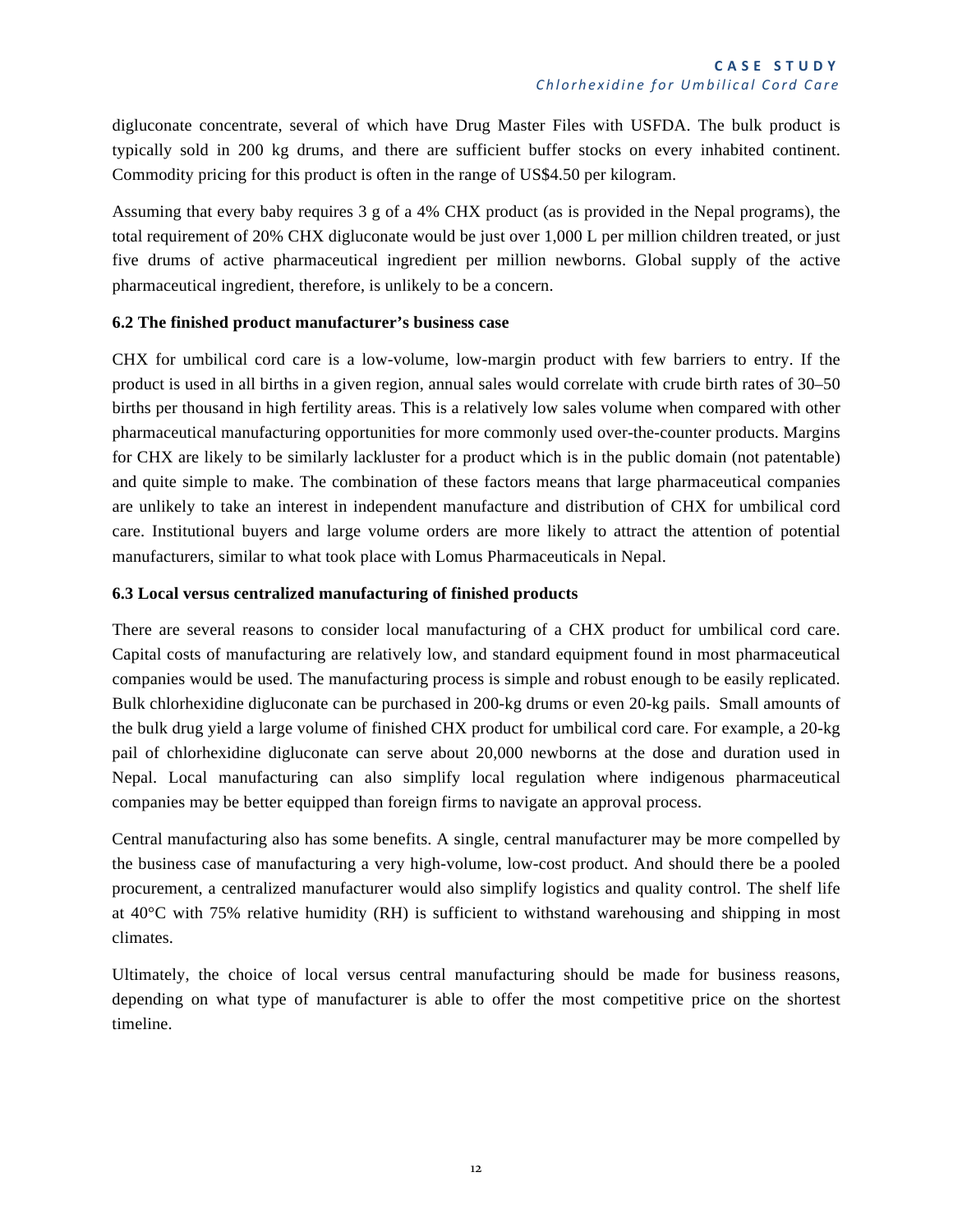digluconate concentrate, several of which have Drug Master Files with USFDA. The bulk product is typically sold in 200 kg drums, and there are sufficient buffer stocks on every inhabited continent. Commodity pricing for this product is often in the range of US$4.50 per kilogram.

Assuming that every baby requires 3 g of a 4% CHX product (as is provided in the Nepal programs), the total requirement of 20% CHX digluconate would be just over 1,000 L per million children treated, or just five drums of active pharmaceutical ingredient per million newborns. Global supply of the active pharmaceutical ingredient, therefore, is unlikely to be a concern.

### 6.2 The finished product manufacturer's business case

CHX for umbilical cord care is a low-volume, low-margin product with few barriers to entry. If the product is used in all births in a given region, annual sales would correlate with crude birth rates of 30–50 births per thousand in high fertility areas. This is a relatively low sales volume when compared with other pharmaceutical manufacturing opportunities for more commonly used over-the-counter products. Margins for CHX are likely to be similarly lackluster for a product which is in the public domain (not patentable) and quite simple to make. The combination of these factors means that large pharmaceutical companies are unlikely to take an interest in independent manufacture and distribution of CHX for umbilical cord care. Institutional buyers and large volume orders are more likely to attract the attention of potential manufacturers, similar to what took place with Lomus Pharmaceuticals in Nepal.

### 6.3 Local versus centralized manufacturing of finished products

There are several reasons to consider local manufacturing of a CHX product for umbilical cord care. Capital costs of manufacturing are relatively low, and standard equipment found in most pharmaceutical companies would be used. The manufacturing process is simple and robust enough to be easily replicated. Bulk chlorhexidine digluconate can be purchased in 200-kg drums or even 20-kg pails. Small amounts of the bulk drug yield a large volume of finished CHX product for umbilical cord care. For example, a 20-kg pail of chlorhexidine digluconate can serve about 20,000 newborns at the dose and duration used in Nepal. Local manufacturing can also simplify local regulation where indigenous pharmaceutical companies may be better equipped than foreign firms to navigate an approval process.

Central manufacturing also has some benefits. A single, central manufacturer may be more compelled by the business case of manufacturing a very high-volume, low-cost product. And should there be a pooled procurement, a centralized manufacturer would also simplify logistics and quality control. The shelf life at 40°C with 75% relative humidity (RH) is sufficient to withstand warehousing and shipping in most climates.

Ultimately, the choice of local versus central manufacturing should be made for business reasons, depending on what type of manufacturer is able to offer the most competitive price on the shortest timeline.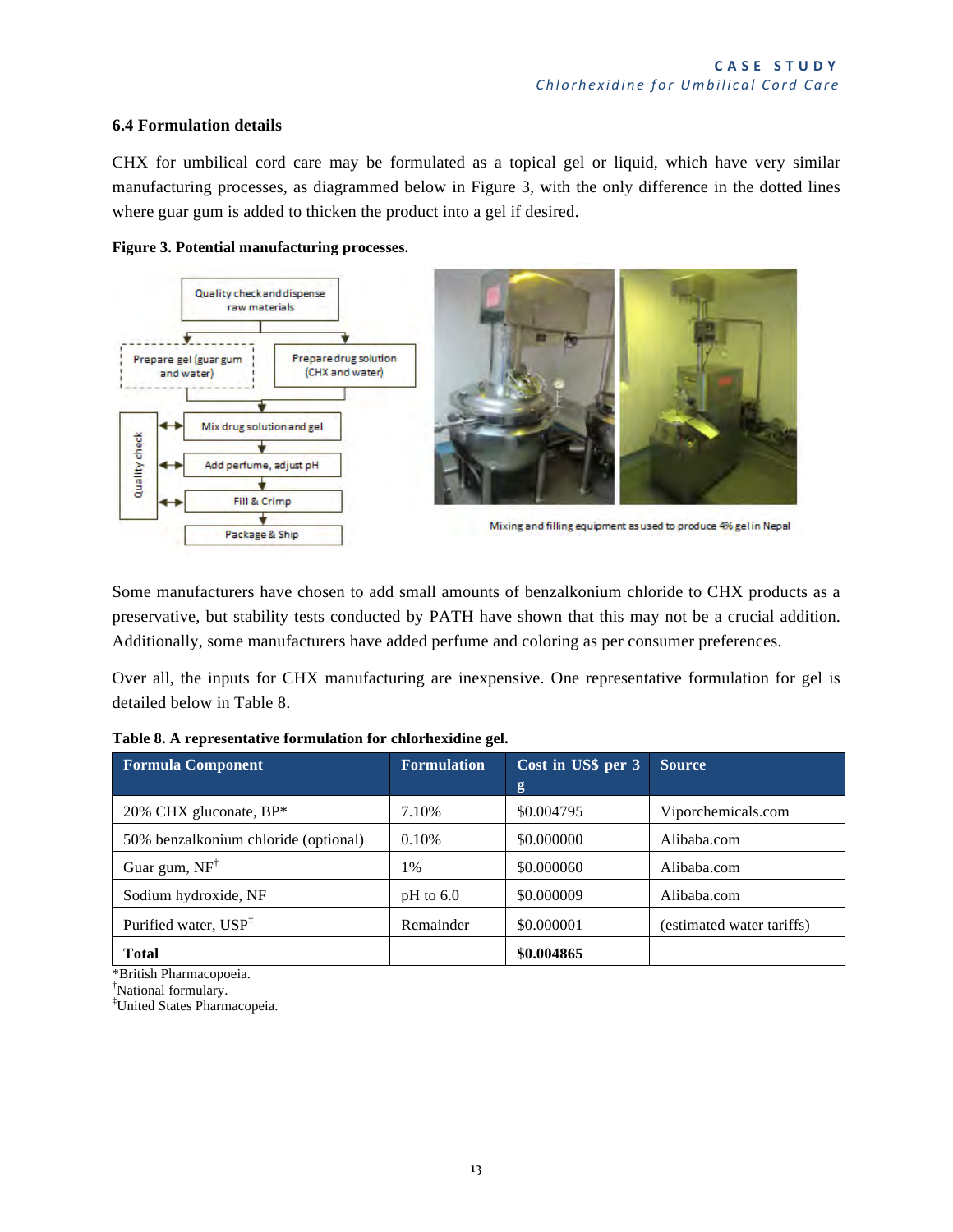### 6.4 Formulation details

CHX for umbilical cord care may be formulated as a topical gel or liquid, which have very similar manufacturing processes, as diagrammed below in Figure 3, with the only difference in the dotted lines where guar gum is added to thicken the product into a gel if desired.

**Figure 3. Potential manufacturing processes.**

Quality check and dispense raw materials

Prepare gel (guar gum and water)

Prepare drug solution (CHX and water)

Mix drug solution and gel

Add perfume, adjust pH

Fill & Crimp

Package & Ship

Quality check

Mixing and filling equipment as used to produce 4% gel in Nepal

Some manufacturers have chosen to add small amounts of benzalkonium chloride to CHX products as a preservative, but stability tests conducted by PATH have shown that this may not be a crucial addition. Additionally, some manufacturers have added perfume and coloring as per consumer preferences.

Over all, the inputs for CHX manufacturing are inexpensive. One representative formulation for gel is detailed below in Table 8.

**Table 8. A representative formulation for chlorhexidine gel.**

| Formula Component | Formulation | Cost in US$ per 3 g | Source |
|---|---|---|---|
| 20% CHX gluconate, BP* | 7.10% | $0.004795 | Viporchemicals.com |
| 50% benzalkonium chloride (optional) | 0.10% | $0.000000 | Alibaba.com |
| Guar gum, NF† | 1% | $0.000060 | Alibaba.com |
| Sodium hydroxide, NF | pH to 6.0 | $0.000009 | Alibaba.com |
| Purified water, USP‡ | Remainder | $0.000001 | (estimated water tariffs) |
| **Total** | | **$0.004865** | |

*British Pharmacopoeia.
†National formulary.
‡United States Pharmacopeia.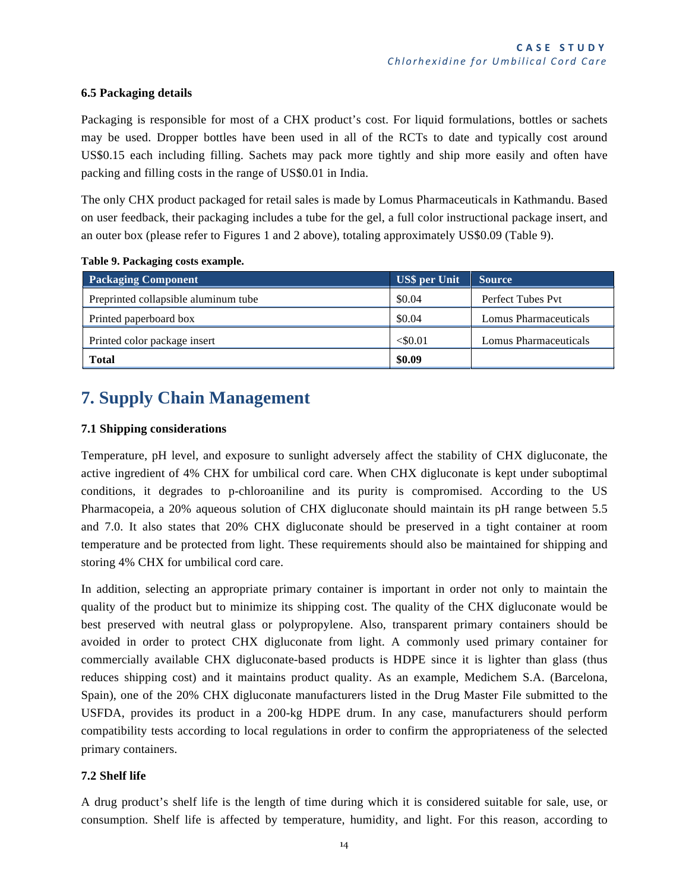### 6.5 Packaging details

Packaging is responsible for most of a CHX product's cost. For liquid formulations, bottles or sachets may be used. Dropper bottles have been used in all of the RCTs to date and typically cost around US$0.15 each including filling. Sachets may pack more tightly and ship more easily and often have packing and filling costs in the range of US$0.01 in India.

The only CHX product packaged for retail sales is made by Lomus Pharmaceuticals in Kathmandu. Based on user feedback, their packaging includes a tube for the gel, a full color instructional package insert, and an outer box (please refer to Figures 1 and 2 above), totaling approximately US$0.09 (Table 9).

**Table 9. Packaging costs example.**

| Packaging Component | US$ per Unit | Source |
|---|---|---|
| Preprinted collapsible aluminum tube | $0.04 | Perfect Tubes Pvt |
| Printed paperboard box | $0.04 | Lomus Pharmaceuticals |
| Printed color package insert | <$0.01 | Lomus Pharmaceuticals |
| **Total** | **$0.09** | |

## 7. Supply Chain Management

### 7.1 Shipping considerations

Temperature, pH level, and exposure to sunlight adversely affect the stability of CHX digluconate, the active ingredient of 4% CHX for umbilical cord care. When CHX digluconate is kept under suboptimal conditions, it degrades to p-chloroaniline and its purity is compromised. According to the US Pharmacopeia, a 20% aqueous solution of CHX digluconate should maintain its pH range between 5.5 and 7.0. It also states that 20% CHX digluconate should be preserved in a tight container at room temperature and be protected from light. These requirements should also be maintained for shipping and storing 4% CHX for umbilical cord care.

In addition, selecting an appropriate primary container is important in order not only to maintain the quality of the product but to minimize its shipping cost. The quality of the CHX digluconate would be best preserved with neutral glass or polypropylene. Also, transparent primary containers should be avoided in order to protect CHX digluconate from light. A commonly used primary container for commercially available CHX digluconate-based products is HDPE since it is lighter than glass (thus reduces shipping cost) and it maintains product quality. As an example, Medichem S.A. (Barcelona, Spain), one of the 20% CHX digluconate manufacturers listed in the Drug Master File submitted to the USFDA, provides its product in a 200-kg HDPE drum. In any case, manufacturers should perform compatibility tests according to local regulations in order to confirm the appropriateness of the selected primary containers.

### 7.2 Shelf life

A drug product's shelf life is the length of time during which it is considered suitable for sale, use, or consumption. Shelf life is affected by temperature, humidity, and light. For this reason, according to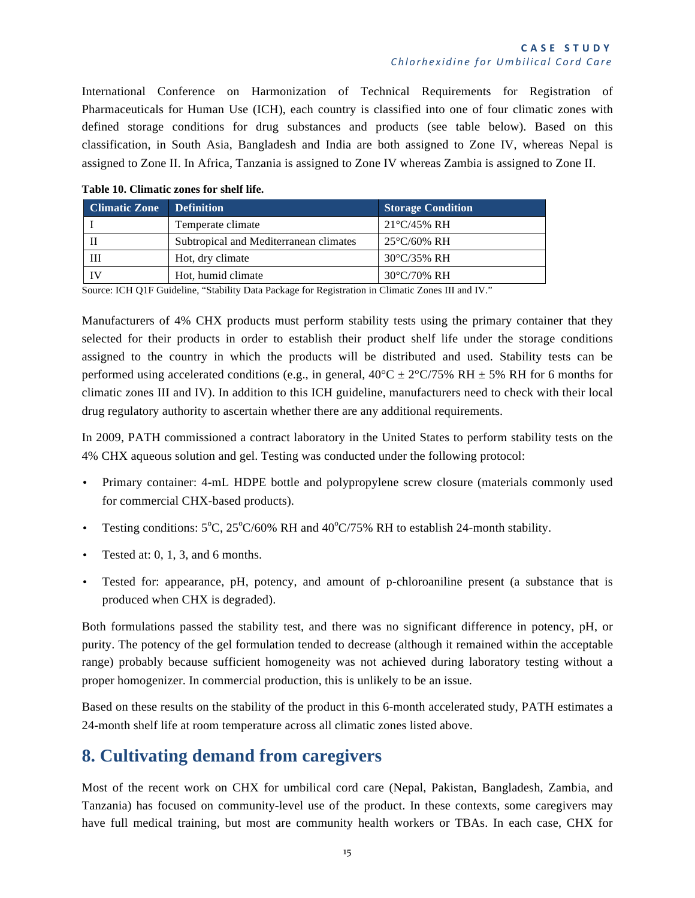International Conference on Harmonization of Technical Requirements for Registration of Pharmaceuticals for Human Use (ICH), each country is classified into one of four climatic zones with defined storage conditions for drug substances and products (see table below). Based on this classification, in South Asia, Bangladesh and India are both assigned to Zone IV, whereas Nepal is assigned to Zone II. In Africa, Tanzania is assigned to Zone IV whereas Zambia is assigned to Zone II.

**Table 10. Climatic zones for shelf life.**

| Climatic Zone | Definition | Storage Condition |
|---|---|---|
| I | Temperate climate | 21°C/45% RH |
| II | Subtropical and Mediterranean climates | 25°C/60% RH |
| III | Hot, dry climate | 30°C/35% RH |
| IV | Hot, humid climate | 30°C/70% RH |

Source: ICH Q1F Guideline, "Stability Data Package for Registration in Climatic Zones III and IV."

Manufacturers of 4% CHX products must perform stability tests using the primary container that they selected for their products in order to establish their product shelf life under the storage conditions assigned to the country in which the products will be distributed and used. Stability tests can be performed using accelerated conditions (e.g., in general, 40°C ± 2°C/75% RH ± 5% RH for 6 months for climatic zones III and IV). In addition to this ICH guideline, manufacturers need to check with their local drug regulatory authority to ascertain whether there are any additional requirements.

In 2009, PATH commissioned a contract laboratory in the United States to perform stability tests on the 4% CHX aqueous solution and gel. Testing was conducted under the following protocol:

- Primary container: 4-mL HDPE bottle and polypropylene screw closure (materials commonly used for commercial CHX-based products).
- Testing conditions: 5°C, 25°C/60% RH and 40°C/75% RH to establish 24-month stability.
- Tested at: 0, 1, 3, and 6 months.
- Tested for: appearance, pH, potency, and amount of p-chloroaniline present (a substance that is produced when CHX is degraded).

Both formulations passed the stability test, and there was no significant difference in potency, pH, or purity. The potency of the gel formulation tended to decrease (although it remained within the acceptable range) probably because sufficient homogeneity was not achieved during laboratory testing without a proper homogenizer. In commercial production, this is unlikely to be an issue.

Based on these results on the stability of the product in this 6-month accelerated study, PATH estimates a 24-month shelf life at room temperature across all climatic zones listed above.

## 8. Cultivating demand from caregivers

Most of the recent work on CHX for umbilical cord care (Nepal, Pakistan, Bangladesh, Zambia, and Tanzania) has focused on community-level use of the product. In these contexts, some caregivers may have full medical training, but most are community health workers or TBAs. In each case, CHX for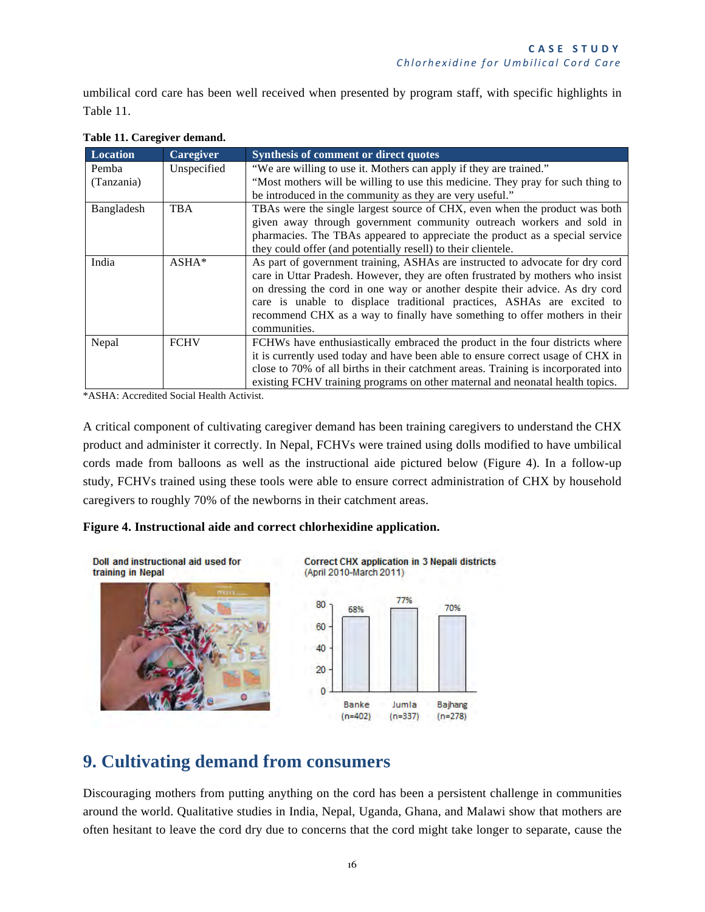umbilical cord care has been well received when presented by program staff, with specific highlights in Table 11.

**Table 11. Caregiver demand.**

| Location | Caregiver | Synthesis of comment or direct quotes |
|---|---|---|
| Pemba (Tanzania) | Unspecified | "We are willing to use it. Mothers can apply if they are trained." "Most mothers will be willing to use this medicine. They pray for such thing to be introduced in the community as they are very useful." |
| Bangladesh | TBA | TBAs were the single largest source of CHX, even when the product was both given away through government community outreach workers and sold in pharmacies. The TBAs appeared to appreciate the product as a special service they could offer (and potentially resell) to their clientele. |
| India | ASHA* | As part of government training, ASHAs are instructed to advocate for dry cord care in Uttar Pradesh. However, they are often frustrated by mothers who insist on dressing the cord in one way or another despite their advice. As dry cord care is unable to displace traditional practices, ASHAs are excited to recommend CHX as a way to finally have something to offer mothers in their communities. |
| Nepal | FCHV | FCHWs have enthusiastically embraced the product in the four districts where it is currently used today and have been able to ensure correct usage of CHX in close to 70% of all births in their catchment areas. Training is incorporated into existing FCHV training programs on other maternal and neonatal health topics. |

*ASHA: Accredited Social Health Activist.

A critical component of cultivating caregiver demand has been training caregivers to understand the CHX product and administer it correctly. In Nepal, FCHVs were trained using dolls modified to have umbilical cords made from balloons as well as the instructional aide pictured below (Figure 4). In a follow-up study, FCHVs trained using these tools were able to ensure correct administration of CHX by household caregivers to roughly 70% of the newborns in their catchment areas.

**Figure 4. Instructional aide and correct chlorhexidine application.**

Doll and instructional aid used for training in Nepal

Correct CHX application in 3 Nepali districts (April 2010-March 2011)

| District | Correct CHX application |
|---|---|
| Banke (n=402) | 68% |
| Jumla (n=337) | 77% |
| Bajhang (n=278) | 70% |

## 9. Cultivating demand from consumers

Discouraging mothers from putting anything on the cord has been a persistent challenge in communities around the world. Qualitative studies in India, Nepal, Uganda, Ghana, and Malawi show that mothers are often hesitant to leave the cord dry due to concerns that the cord might take longer to separate, cause the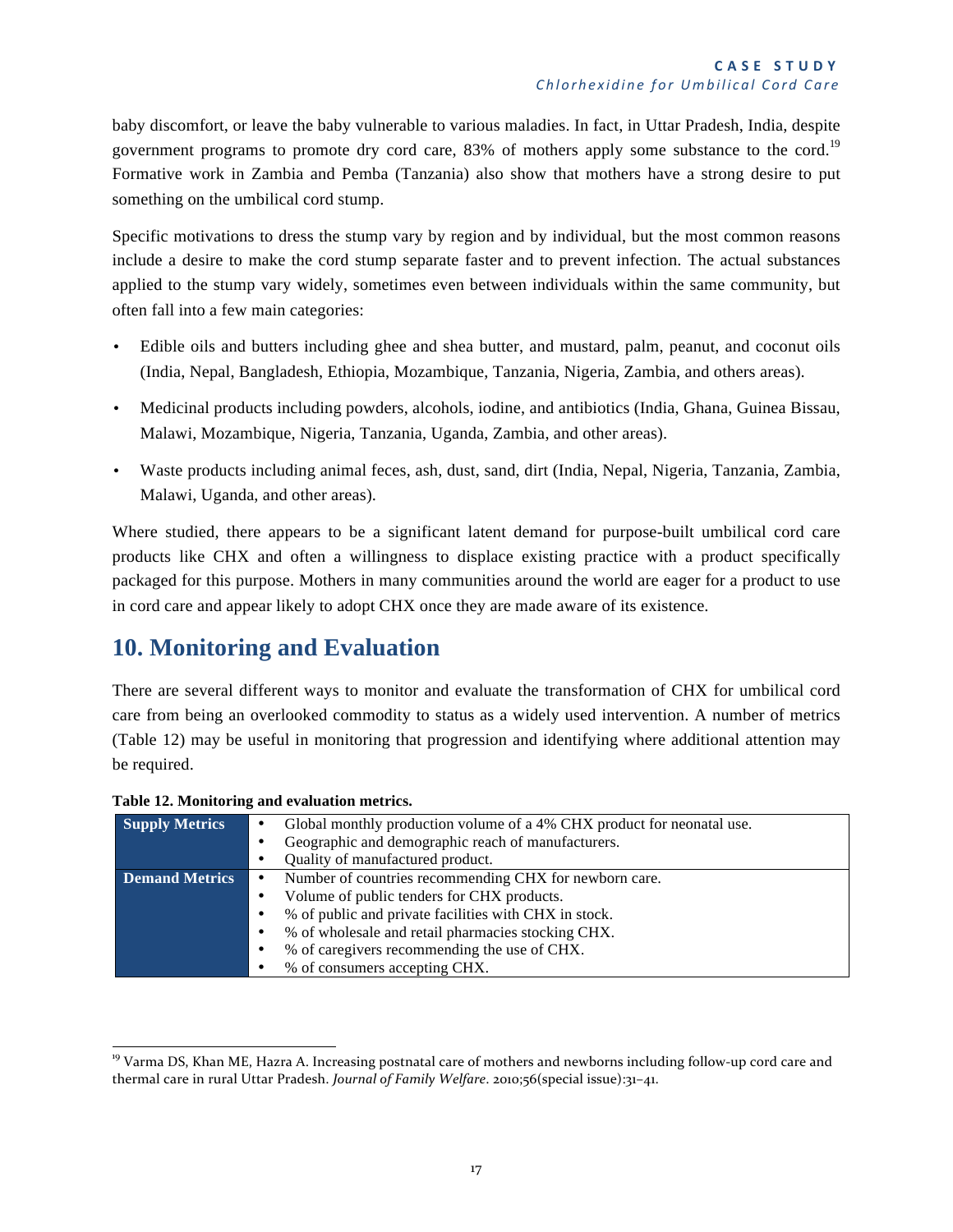baby discomfort, or leave the baby vulnerable to various maladies. In fact, in Uttar Pradesh, India, despite government programs to promote dry cord care, 83% of mothers apply some substance to the cord.[19] Formative work in Zambia and Pemba (Tanzania) also show that mothers have a strong desire to put something on the umbilical cord stump.

Specific motivations to dress the stump vary by region and by individual, but the most common reasons include a desire to make the cord stump separate faster and to prevent infection. The actual substances applied to the stump vary widely, sometimes even between individuals within the same community, but often fall into a few main categories:

- Edible oils and butters including ghee and shea butter, and mustard, palm, peanut, and coconut oils (India, Nepal, Bangladesh, Ethiopia, Mozambique, Tanzania, Nigeria, Zambia, and others areas).
- Medicinal products including powders, alcohols, iodine, and antibiotics (India, Ghana, Guinea Bissau, Malawi, Mozambique, Nigeria, Tanzania, Uganda, Zambia, and other areas).
- Waste products including animal feces, ash, dust, sand, dirt (India, Nepal, Nigeria, Tanzania, Zambia, Malawi, Uganda, and other areas).

Where studied, there appears to be a significant latent demand for purpose-built umbilical cord care products like CHX and often a willingness to displace existing practice with a product specifically packaged for this purpose. Mothers in many communities around the world are eager for a product to use in cord care and appear likely to adopt CHX once they are made aware of its existence.

## 10. Monitoring and Evaluation

There are several different ways to monitor and evaluate the transformation of CHX for umbilical cord care from being an overlooked commodity to status as a widely used intervention. A number of metrics (Table 12) may be useful in monitoring that progression and identifying where additional attention may be required.

**Table 12. Monitoring and evaluation metrics.**

| | |
|---|---|
| **Supply Metrics** | • Global monthly production volume of a 4% CHX product for neonatal use.<br>• Geographic and demographic reach of manufacturers.<br>• Quality of manufactured product. |
| **Demand Metrics** | • Number of countries recommending CHX for newborn care.<br>• Volume of public tenders for CHX products.<br>• % of public and private facilities with CHX in stock.<br>• % of wholesale and retail pharmacies stocking CHX.<br>• % of caregivers recommending the use of CHX.<br>• % of consumers accepting CHX. |

[19] Varma DS, Khan ME, Hazra A. Increasing postnatal care of mothers and newborns including follow-up cord care and thermal care in rural Uttar Pradesh. *Journal of Family Welfare*. 2010;56(special issue):31–41.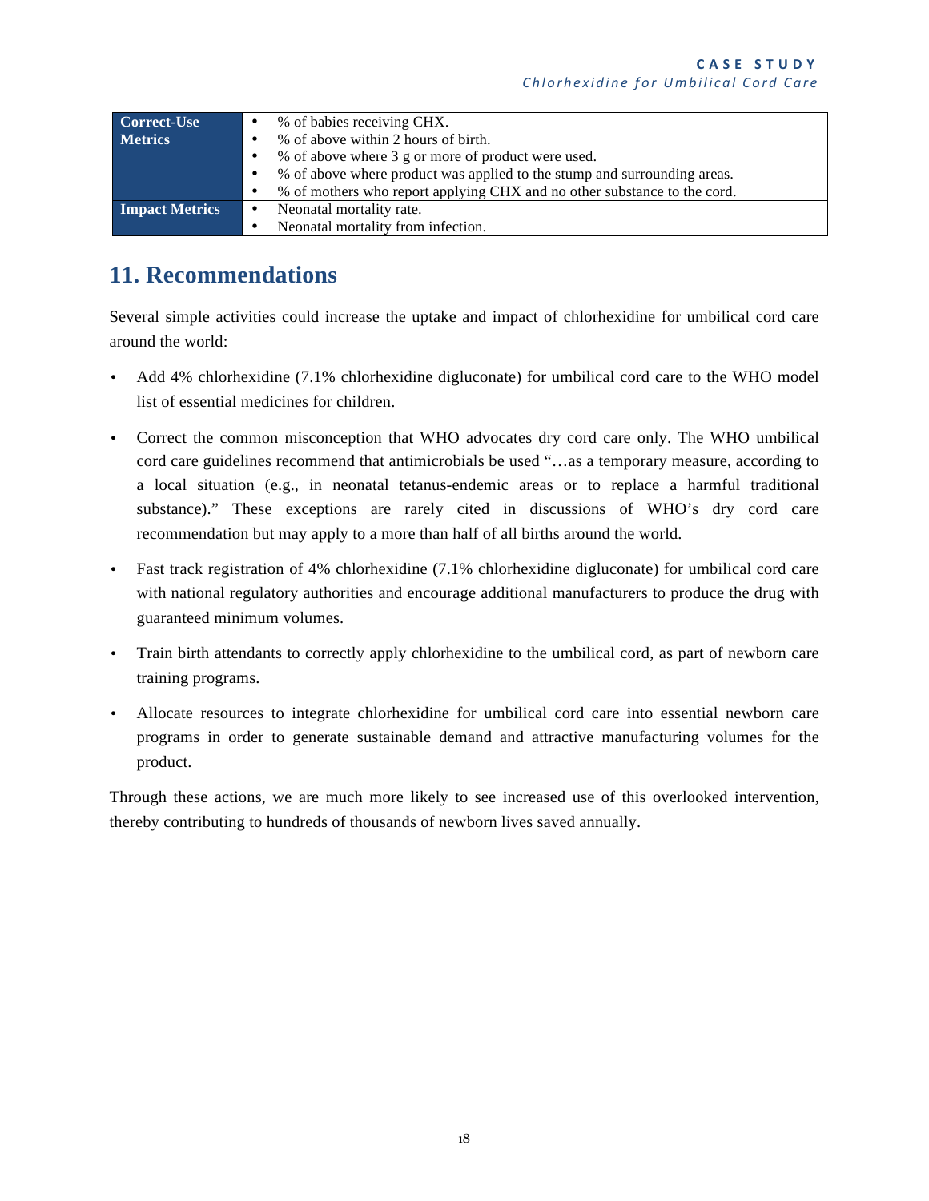| | |
|---|---|
| **Correct-Use Metrics** | • % of babies receiving CHX.<br>• % of above within 2 hours of birth.<br>• % of above where 3 g or more of product were used.<br>• % of above where product was applied to the stump and surrounding areas.<br>• % of mothers who report applying CHX and no other substance to the cord. |
| **Impact Metrics** | • Neonatal mortality rate.<br>• Neonatal mortality from infection. |

## 11. Recommendations

Several simple activities could increase the uptake and impact of chlorhexidine for umbilical cord care around the world:

- Add 4% chlorhexidine (7.1% chlorhexidine digluconate) for umbilical cord care to the WHO model list of essential medicines for children.
- Correct the common misconception that WHO advocates dry cord care only. The WHO umbilical cord care guidelines recommend that antimicrobials be used "…as a temporary measure, according to a local situation (e.g., in neonatal tetanus-endemic areas or to replace a harmful traditional substance)." These exceptions are rarely cited in discussions of WHO's dry cord care recommendation but may apply to a more than half of all births around the world.
- Fast track registration of 4% chlorhexidine (7.1% chlorhexidine digluconate) for umbilical cord care with national regulatory authorities and encourage additional manufacturers to produce the drug with guaranteed minimum volumes.
- Train birth attendants to correctly apply chlorhexidine to the umbilical cord, as part of newborn care training programs.
- Allocate resources to integrate chlorhexidine for umbilical cord care into essential newborn care programs in order to generate sustainable demand and attractive manufacturing volumes for the product.

Through these actions, we are much more likely to see increased use of this overlooked intervention, thereby contributing to hundreds of thousands of newborn lives saved annually.